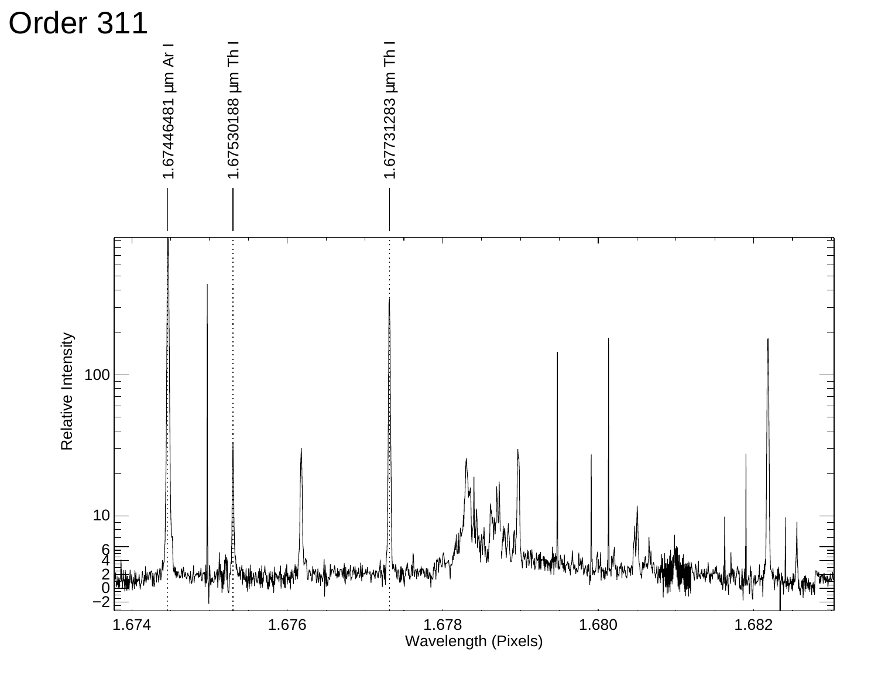# Order 311

1.67446481 μm Ar I

1.67530188 μm Th I

1.67731283 μm Th I

Relative Intensity

Wavelength (Pixels)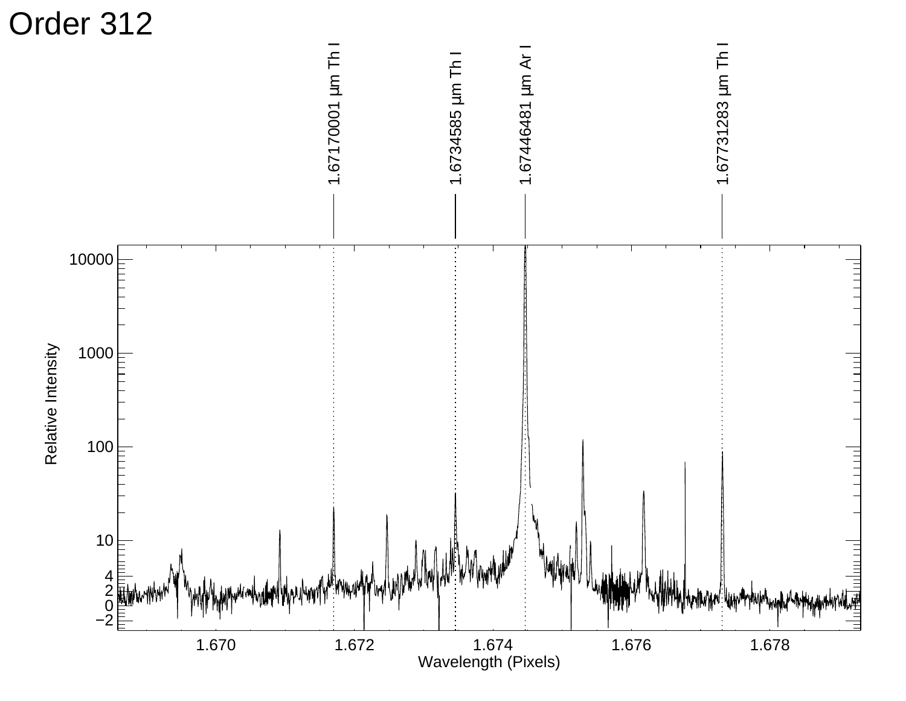# Order 312

1.67170001 μm Th I

1.6734585 μm Th I

1.67446481 μm Ar I

1.67731283 μm Th I

Relative Intensity

Wavelength (Pixels)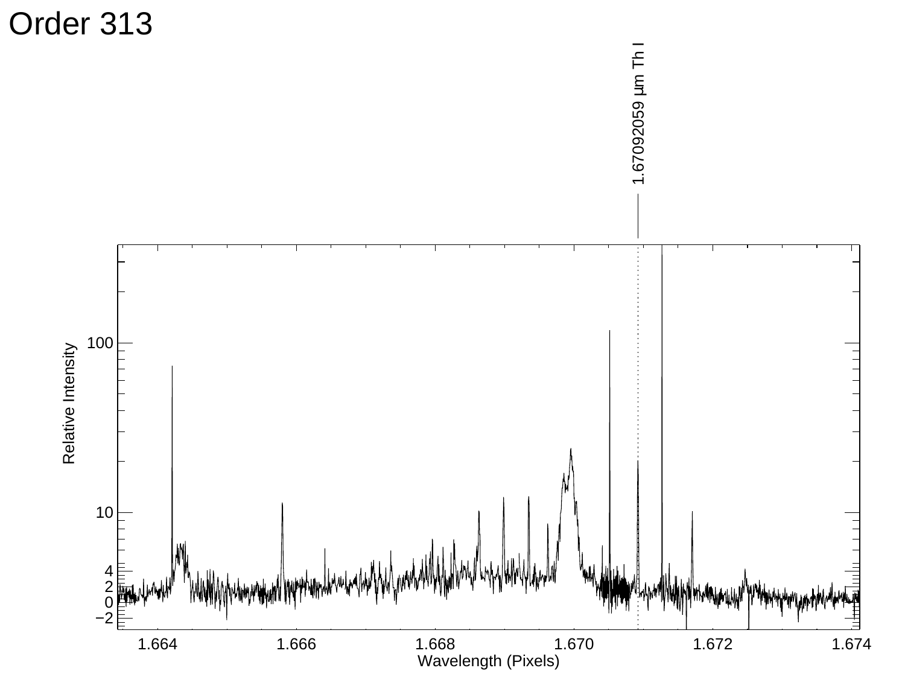# Order 313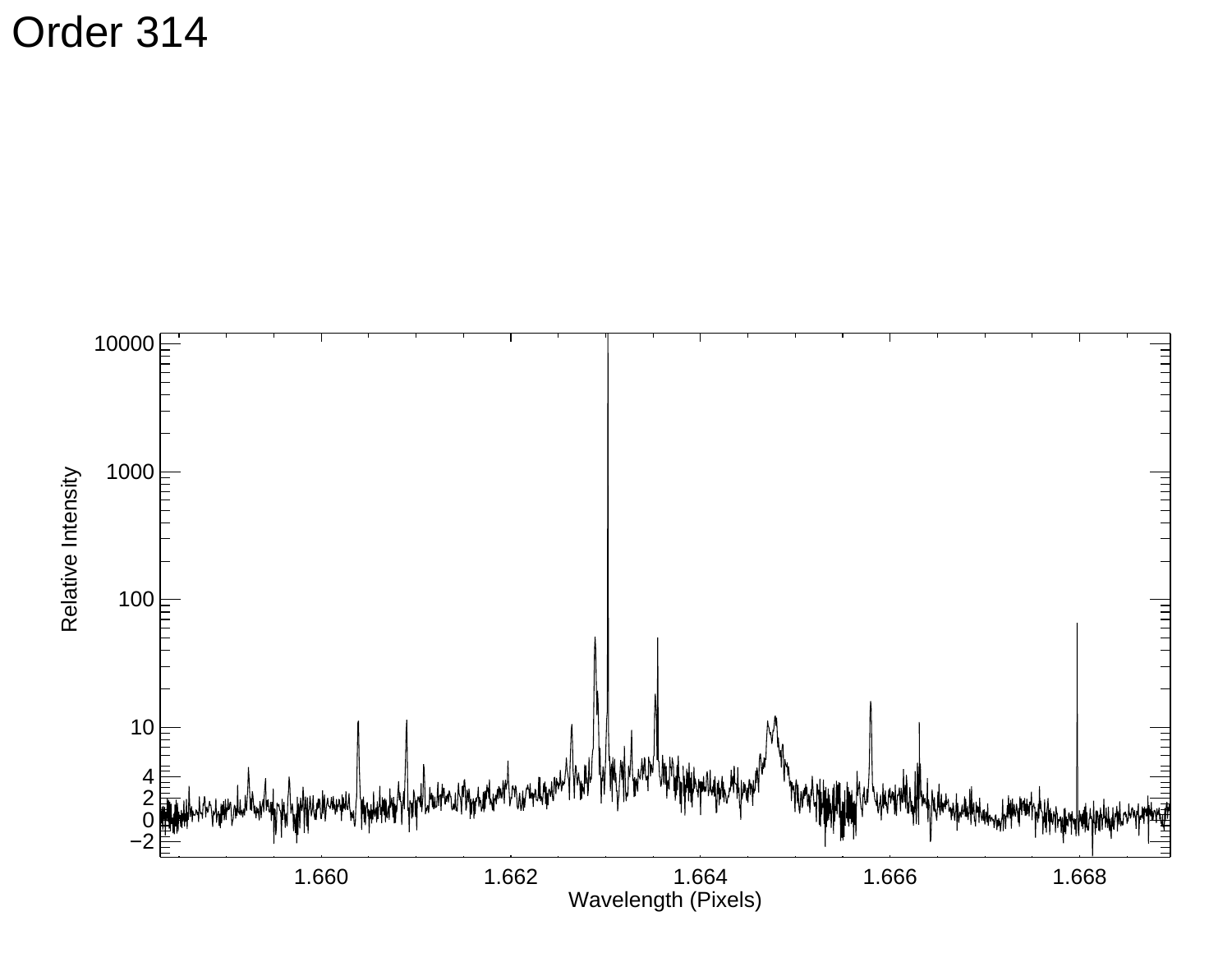Order 314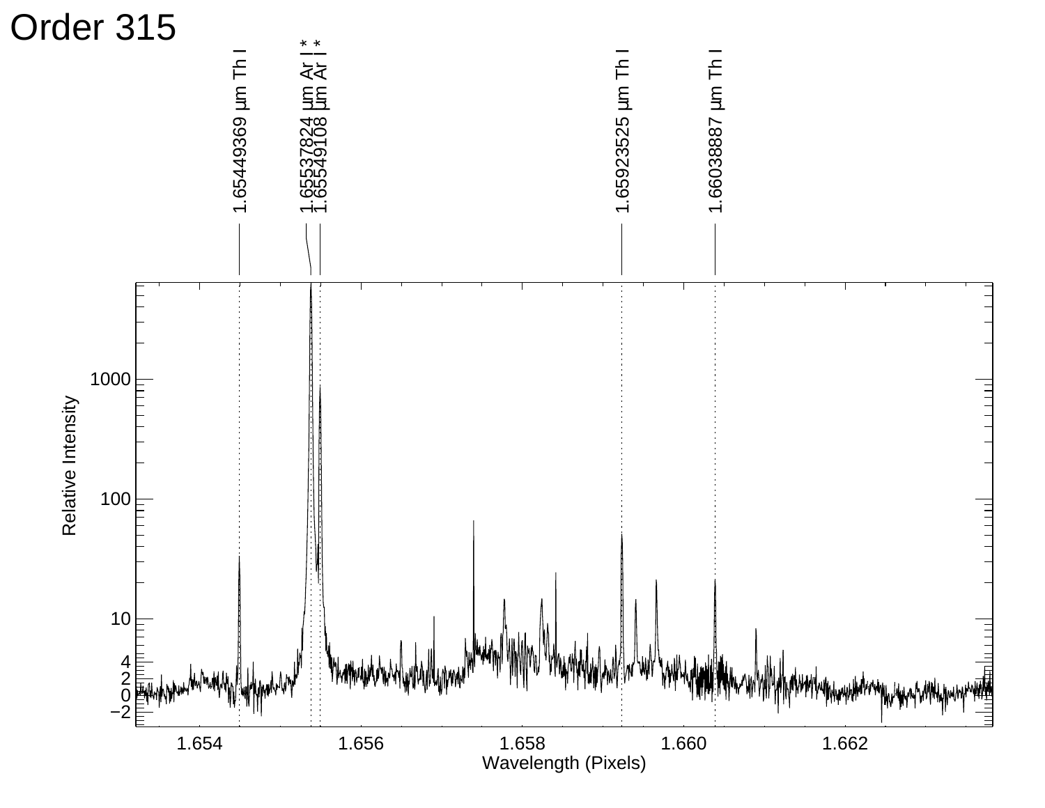# Order 315

1.65449369 μm Th I

1.65537824 μm Ar I *

1.65549108 μm Ar I *

1.65923525 μm Th I

1.66038887 μm Th I

Relative Intensity

Wavelength (Pixels)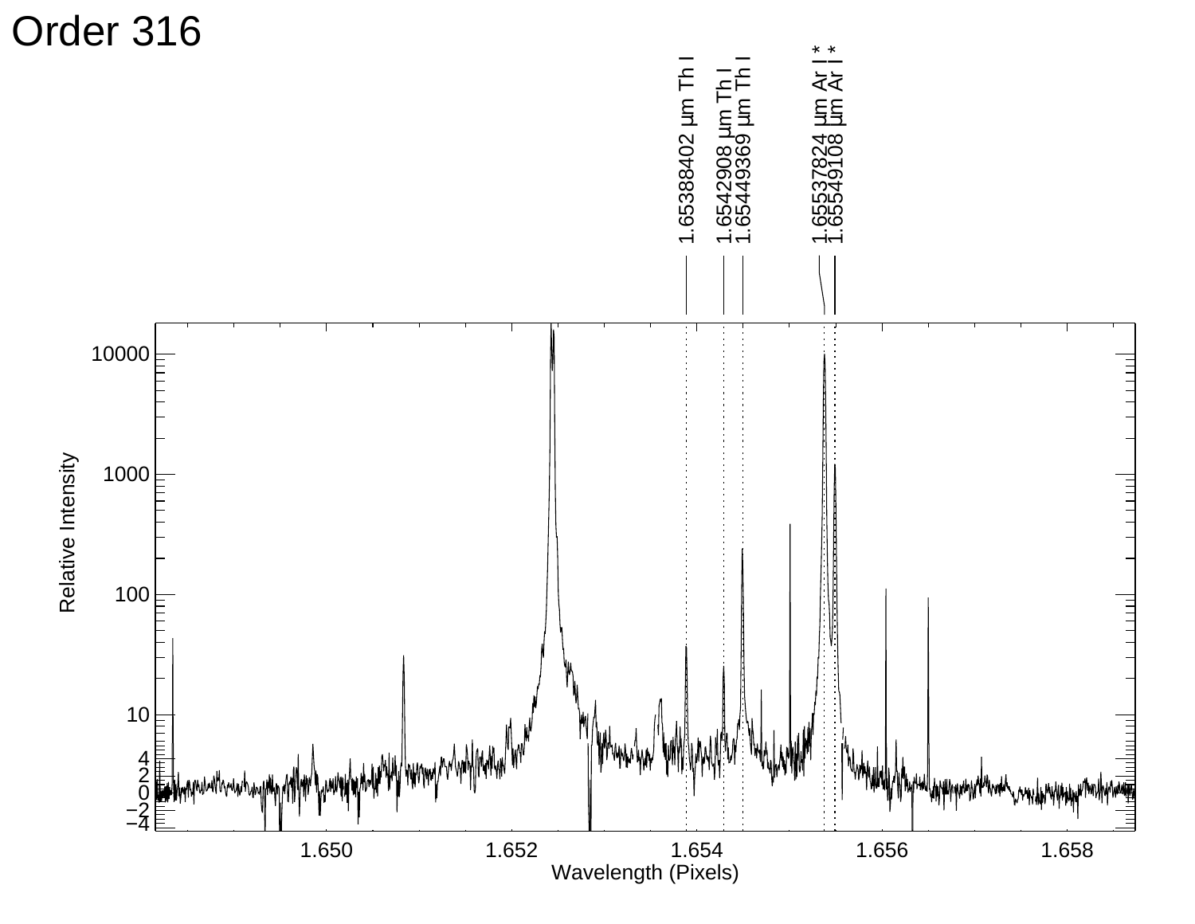# Order 316

1.65388402 μm Th I

1.6542908 μm Th I

1.65449369 μm Th I

1.65537824 μm Ar I *

1.65549108 μm Ar I *

Relative Intensity

Wavelength (Pixels)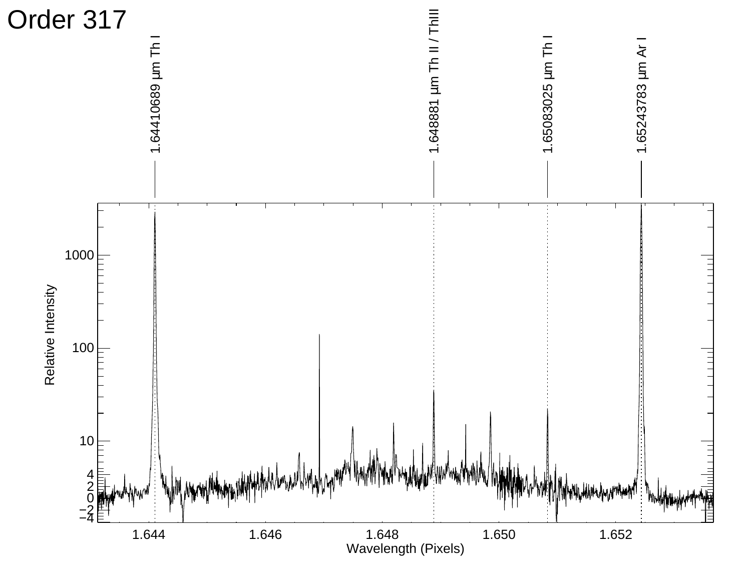# Order 317

1.64410689 µm Th I

1.648881 µm Th II / ThIII

1.65083025 µm Th I

1.65243783 µm Ar I

Relative Intensity

Wavelength (Pixels)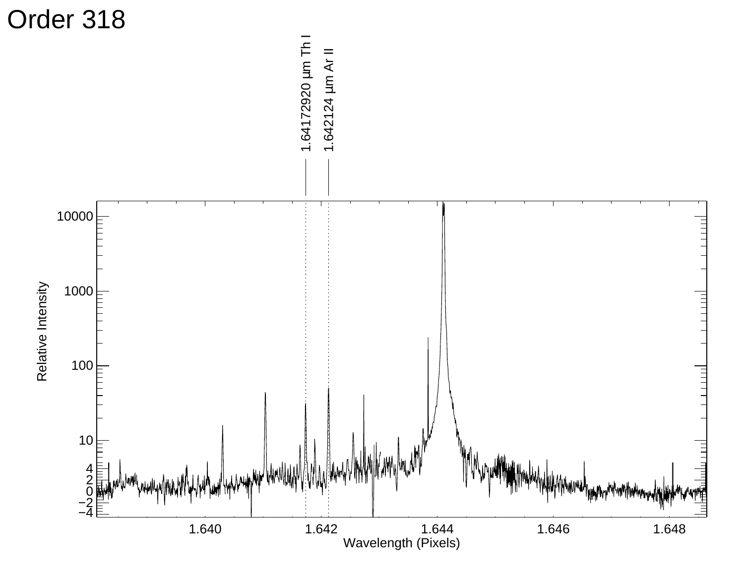# Order 318

1.64172920 µm Th I

1.642124 µm Ar II

Relative Intensity

10000

1000

100

10

4

2

0

−2

−4

1.640

1.642

1.644

1.646

1.648

Wavelength (Pixels)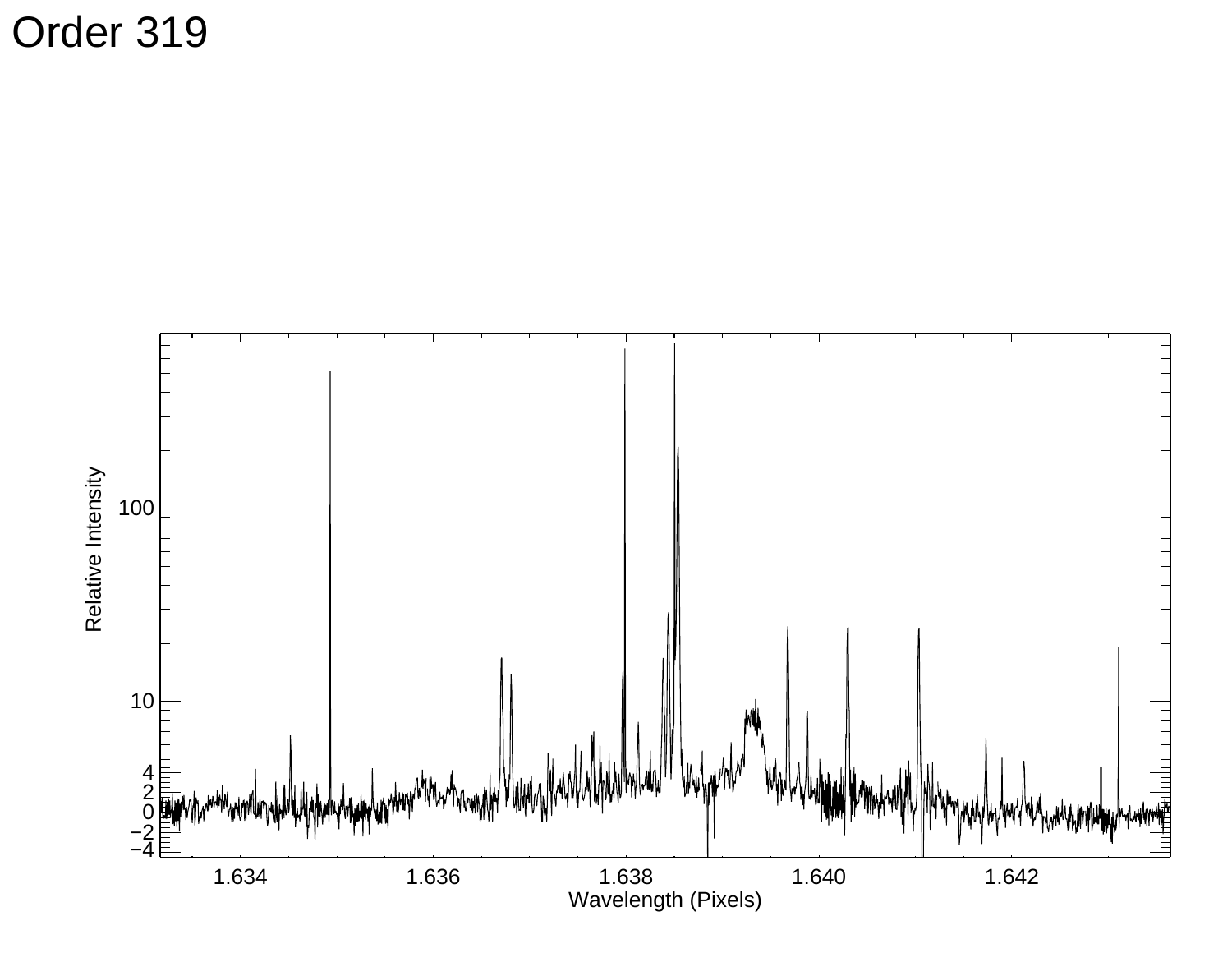Order 319

Relative Intensity

Wavelength (Pixels)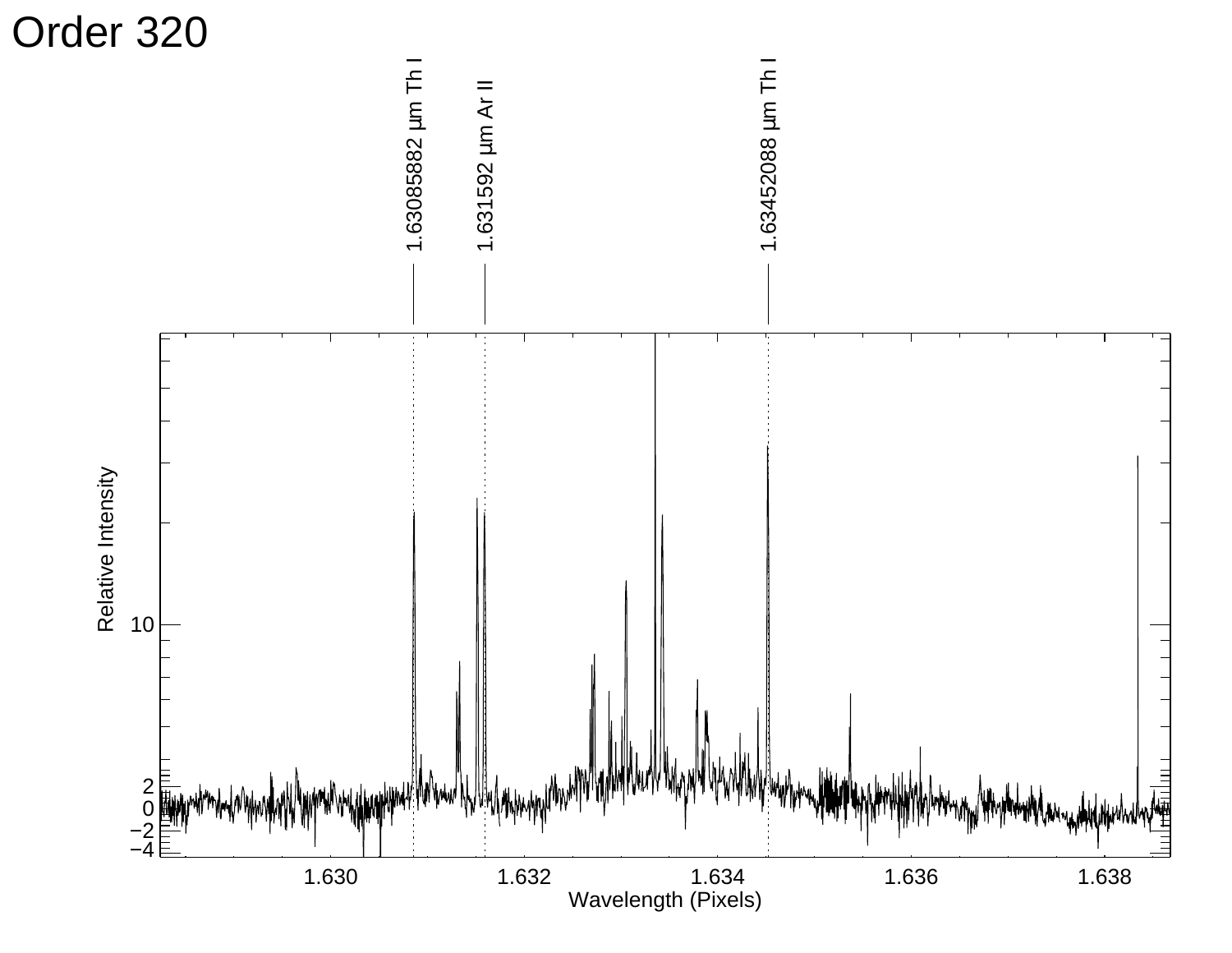# Order 320

1.63085882 μm Th I

1.631592 μm Ar II

1.63452088 μm Th I

Relative Intensity

Wavelength (Pixels)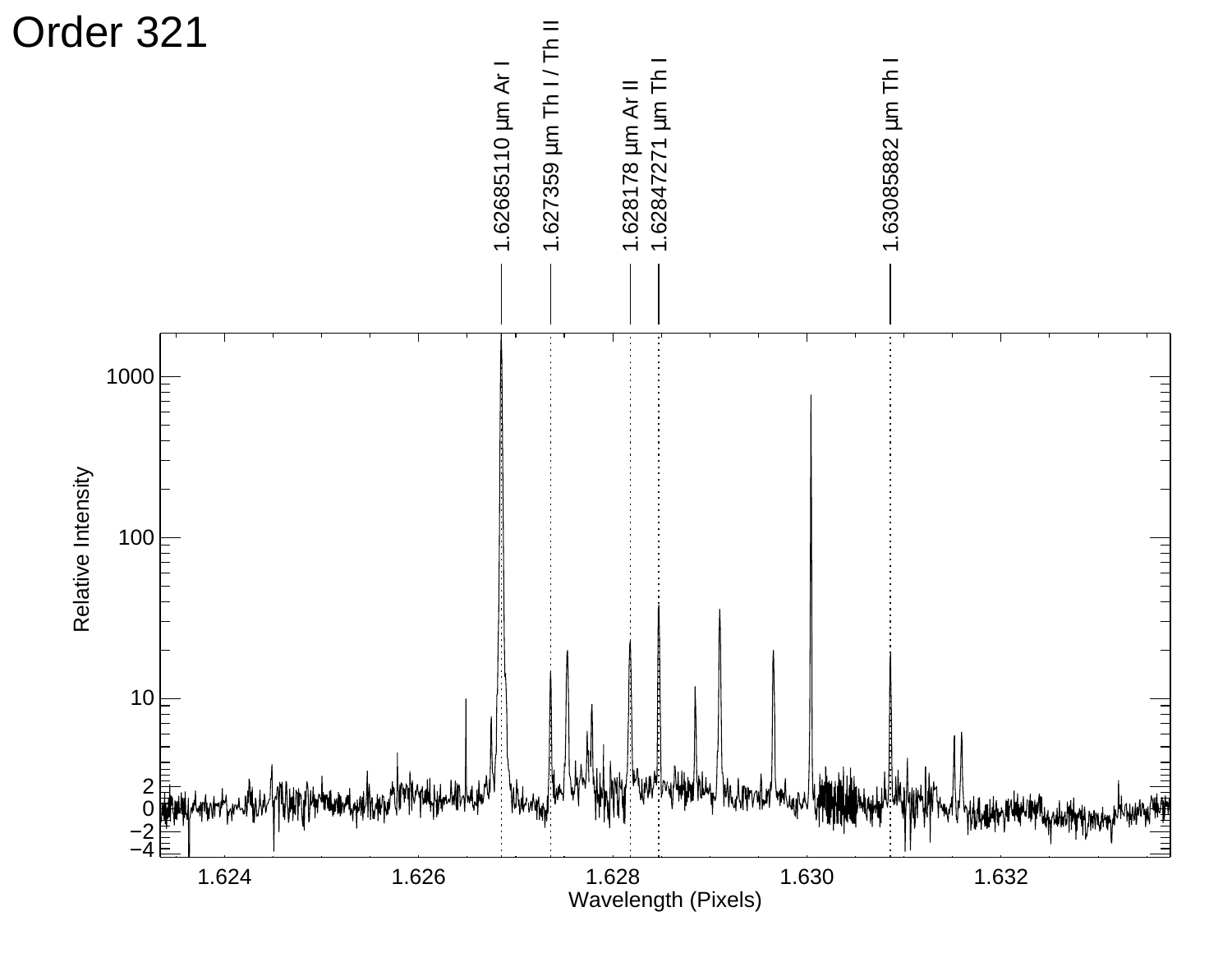# Order 321

1.62685110 μm Ar I

1.627359 μm Th I / Th II

1.628178 μm Ar II

1.62847271 μm Th I

1.63085882 μm Th I

Relative Intensity

1000

100

10

2

0

−2

−4

1.624 1.626 1.628 1.630 1.632

Wavelength (Pixels)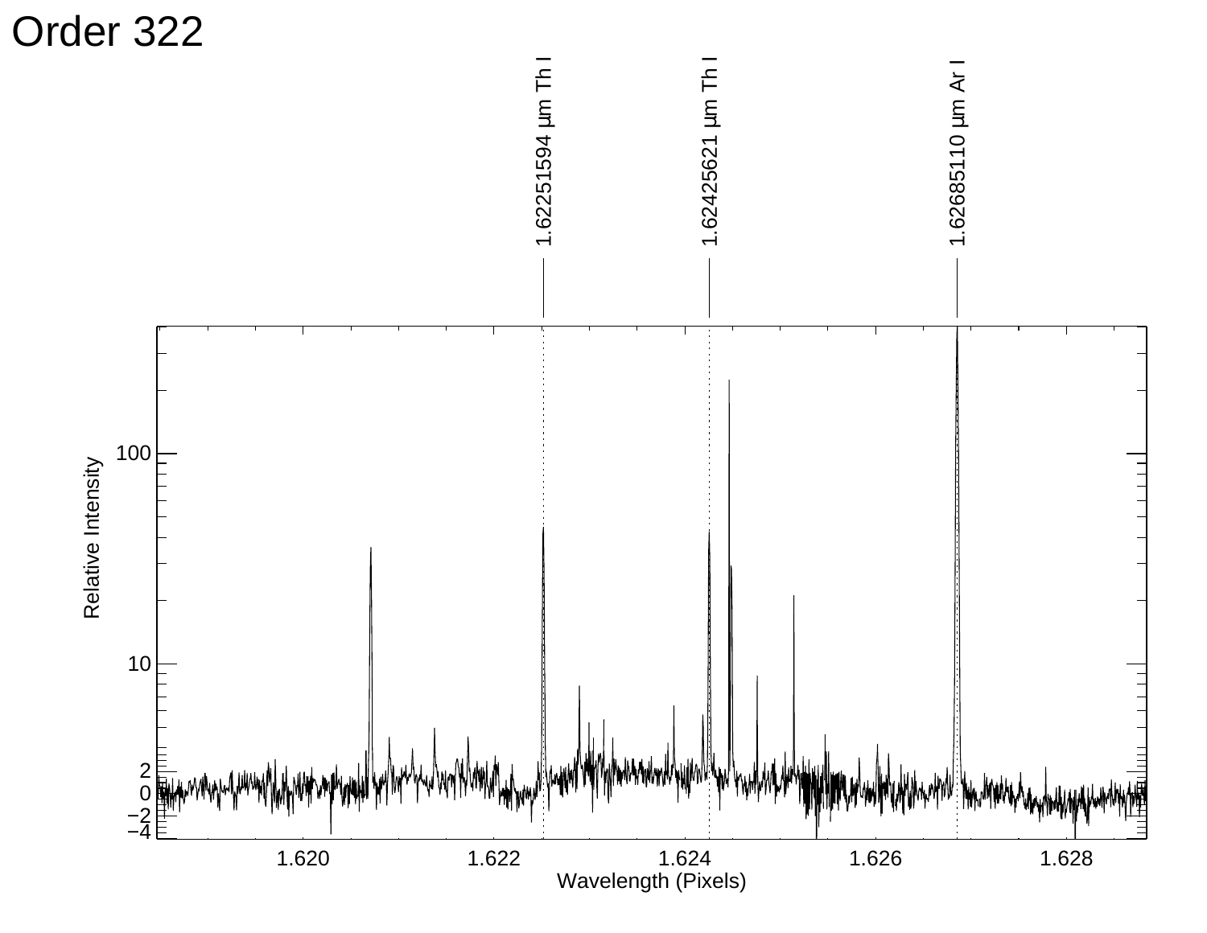# Order 322

1.62251594 μm Th I

1.62425621 μm Th I

1.62685110 μm Ar I

Relative Intensity

100

10

2

0

−2

−4

1.620 1.622 1.624 1.626 1.628

Wavelength (Pixels)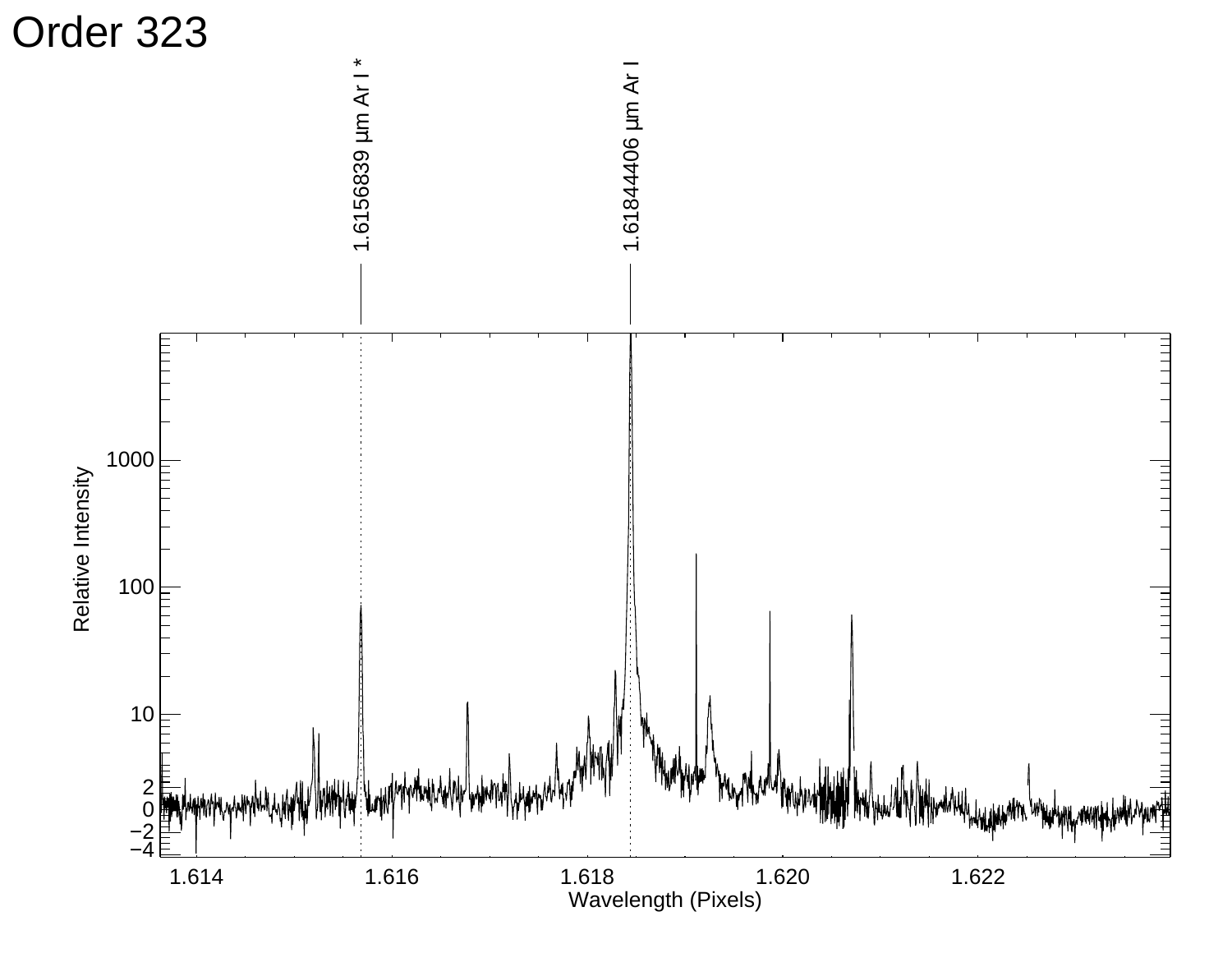# Order 323

1.6156839 μm Ar I *

1.61844406 μm Ar I

Relative Intensity

Wavelength (Pixels)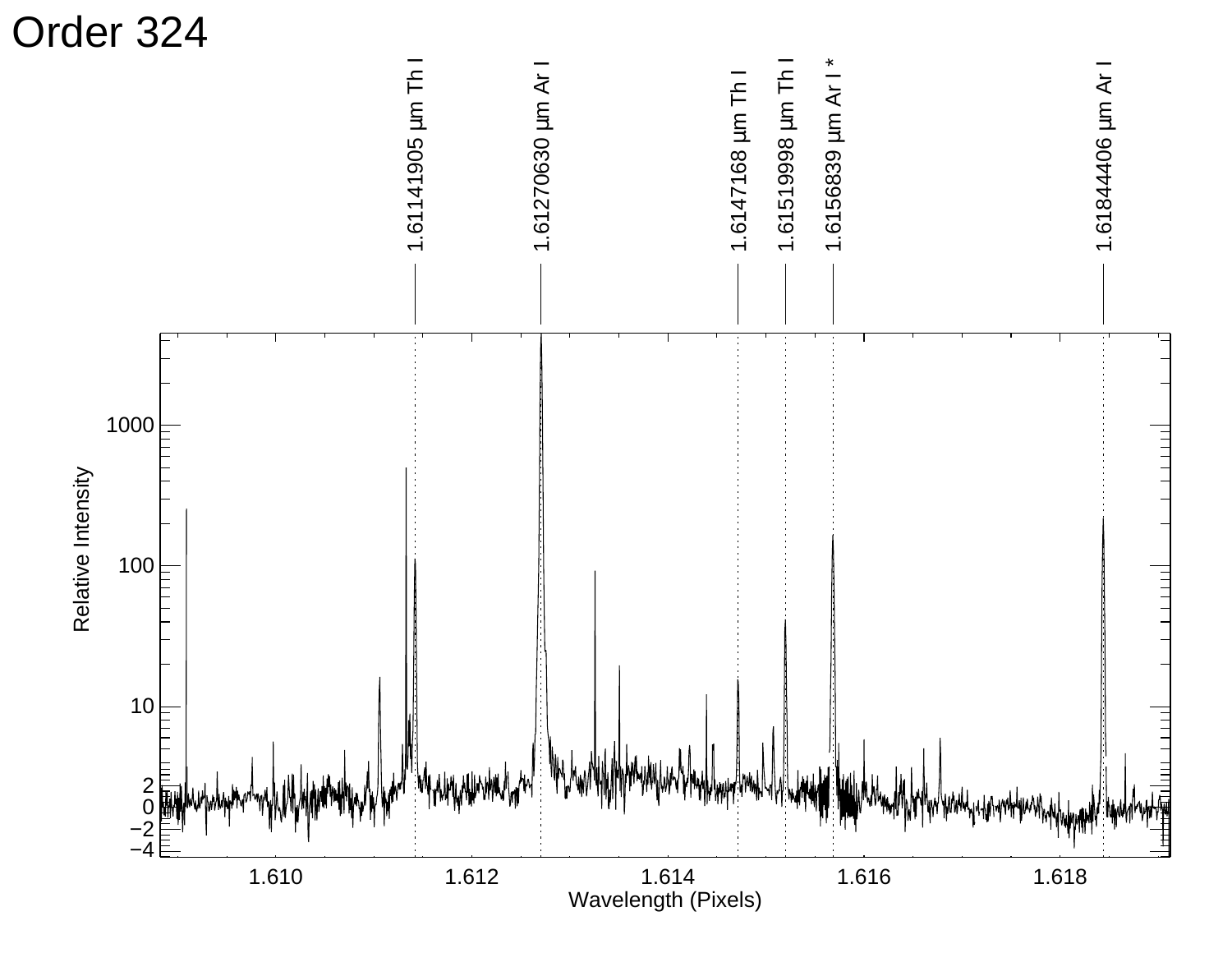# Order 324

1.61141905 μm Th I

1.61270630 μm Ar I

1.6147168 μm Th I

1.61519998 μm Th I

1.6156839 μm Ar I *

1.61844406 μm Ar I

Relative Intensity

Wavelength (Pixels)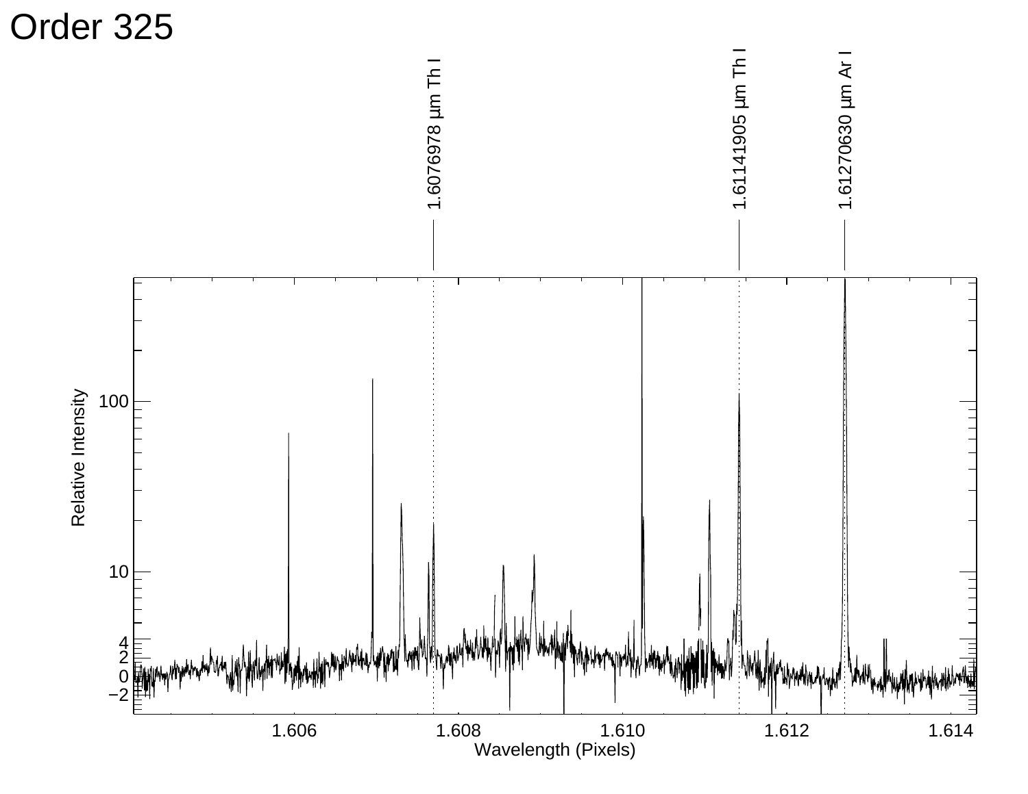# Order 325

1.6076978 μm Th I

1.61141905 μm Th I

1.61270630 μm Ar I

Relative Intensity

Wavelength (Pixels)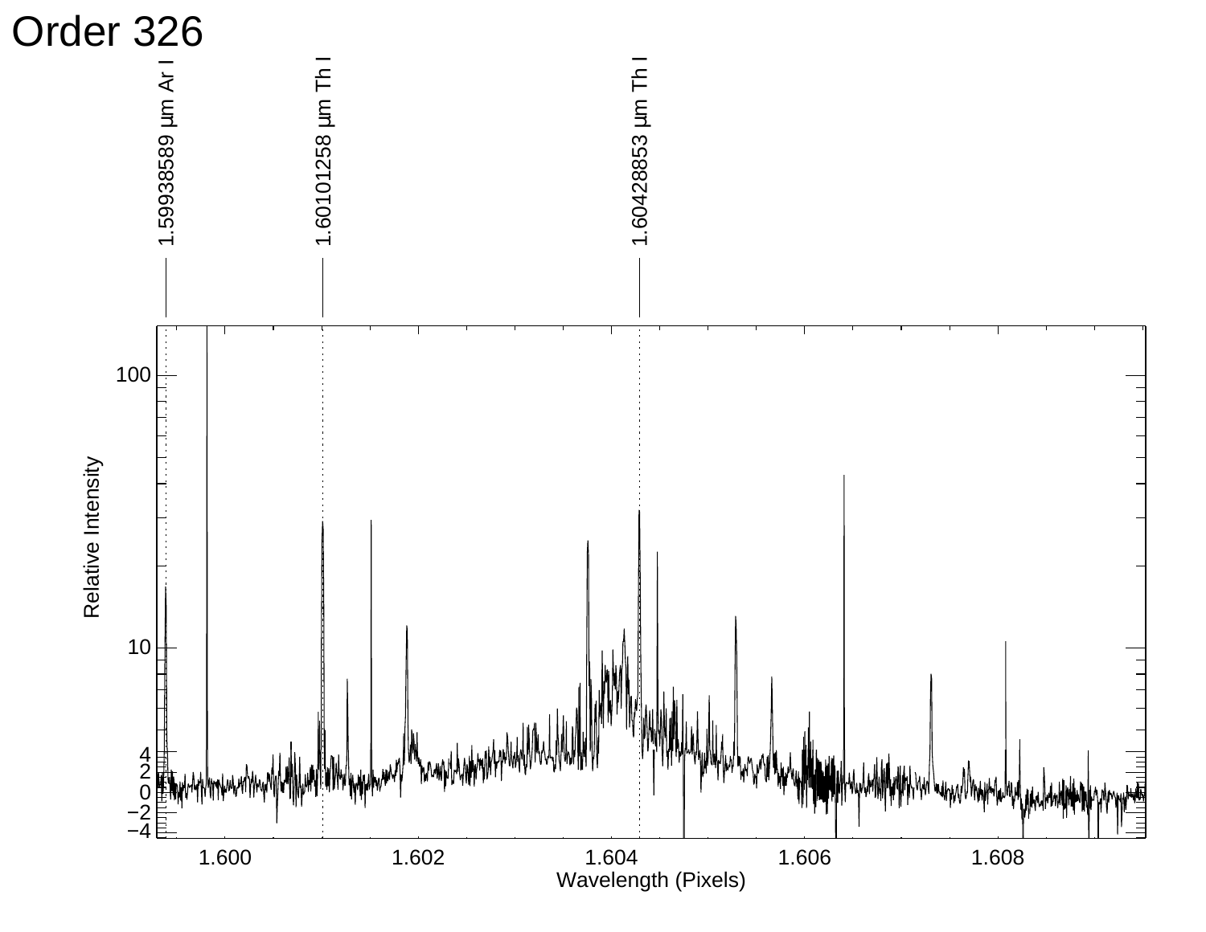# Order 326

1.59938589 μm Ar I

1.60101258 μm Th I

1.60428853 μm Th I

Relative Intensity

Wavelength (Pixels)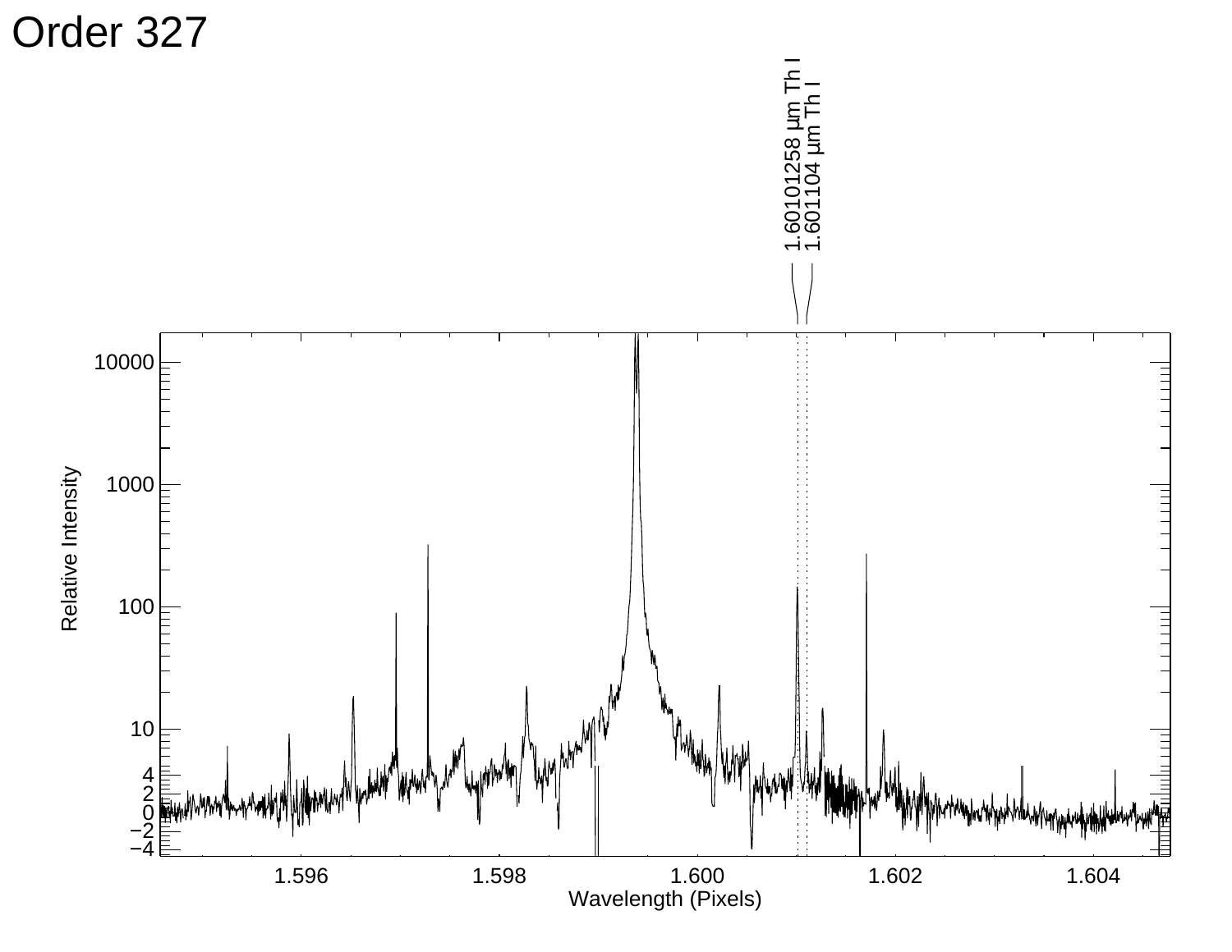# Order 327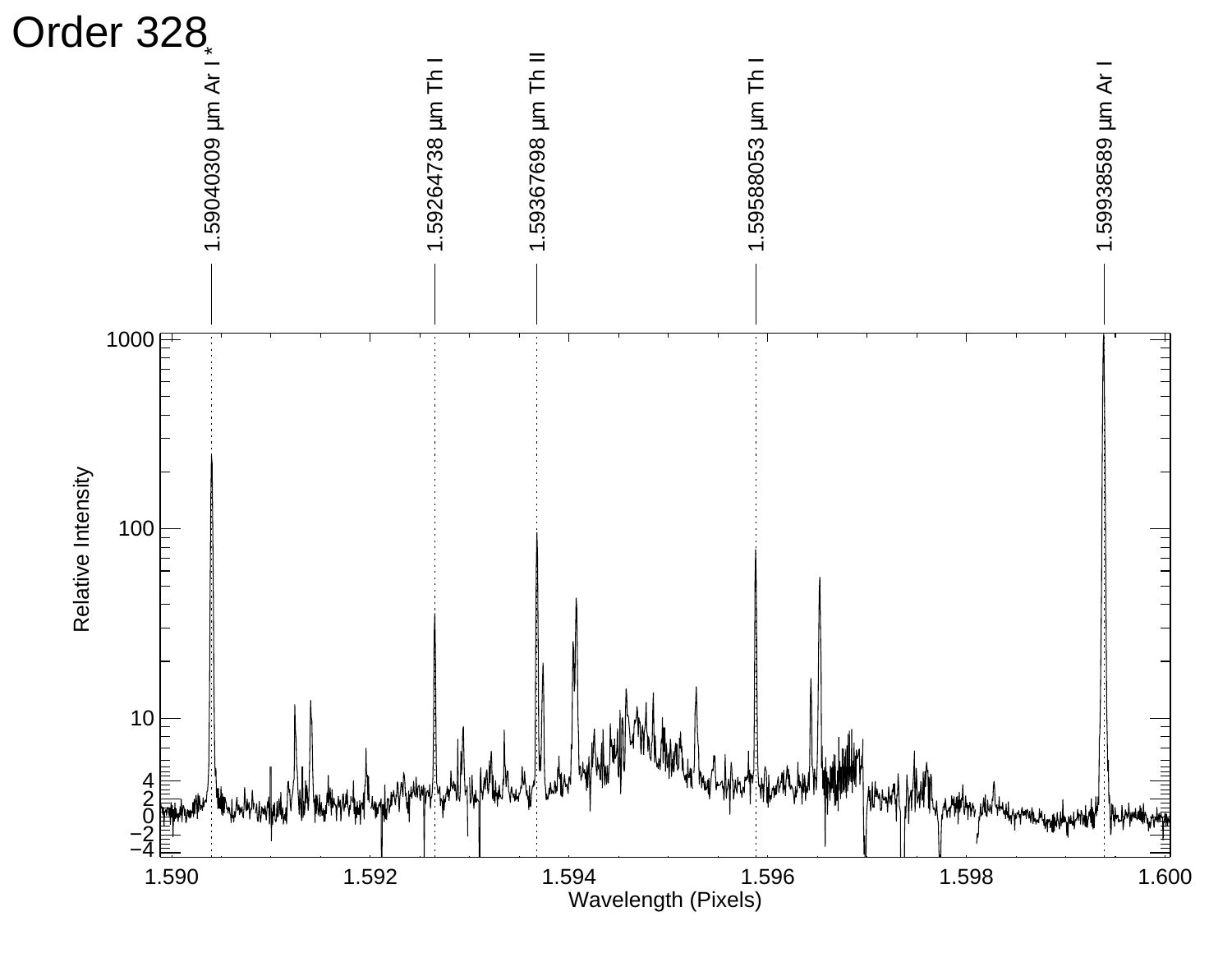# Order 328

1.59040309 μm Ar I *

1.59264738 μm Th I

1.59367698 μm Th II

1.59588053 μm Th I

1.59938589 μm Ar I

Relative Intensity

Wavelength (Pixels)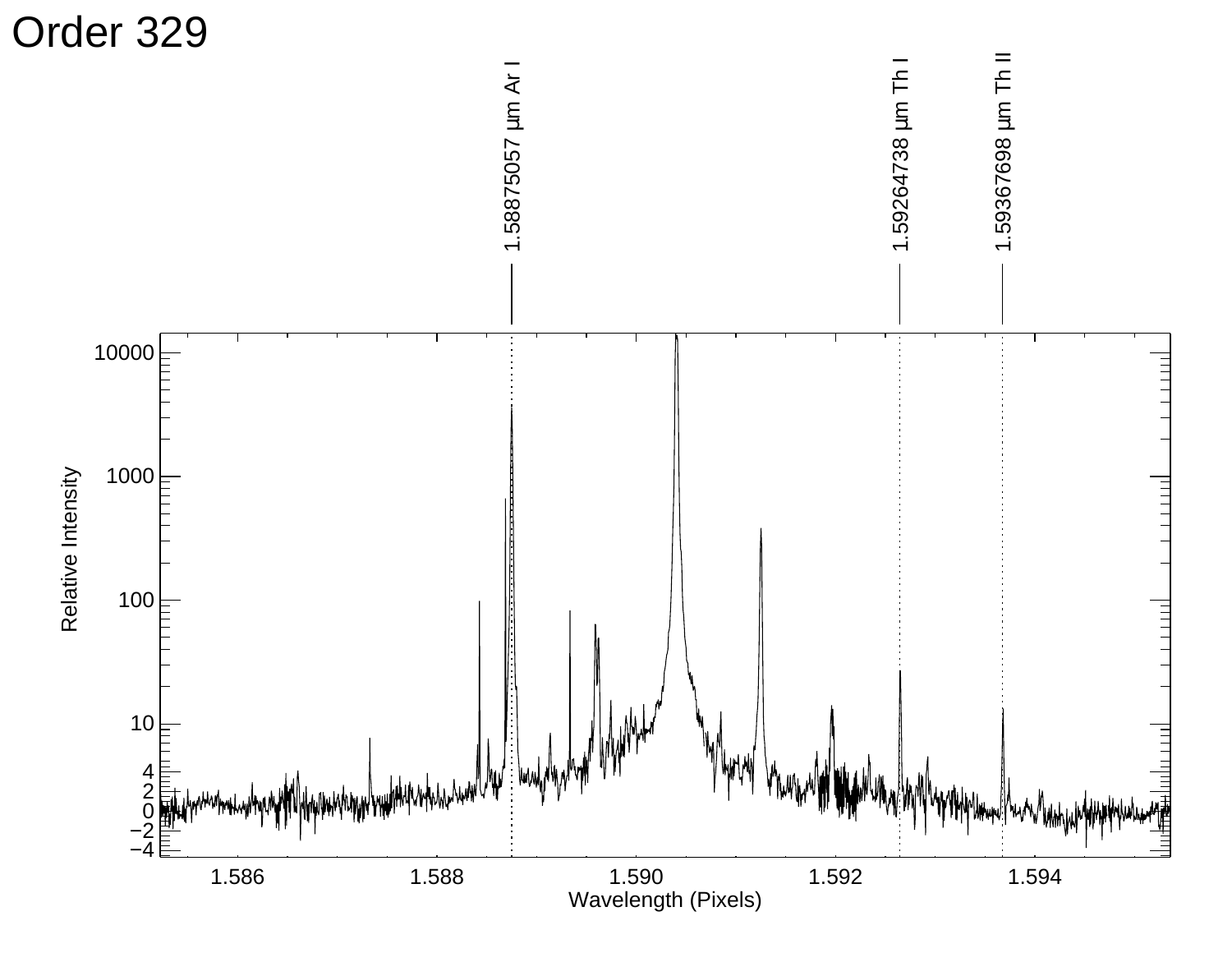# Order 329

1.58875057 μm Ar I

1.59264738 μm Th I

1.59367698 μm Th II

Relative Intensity

Wavelength (Pixels)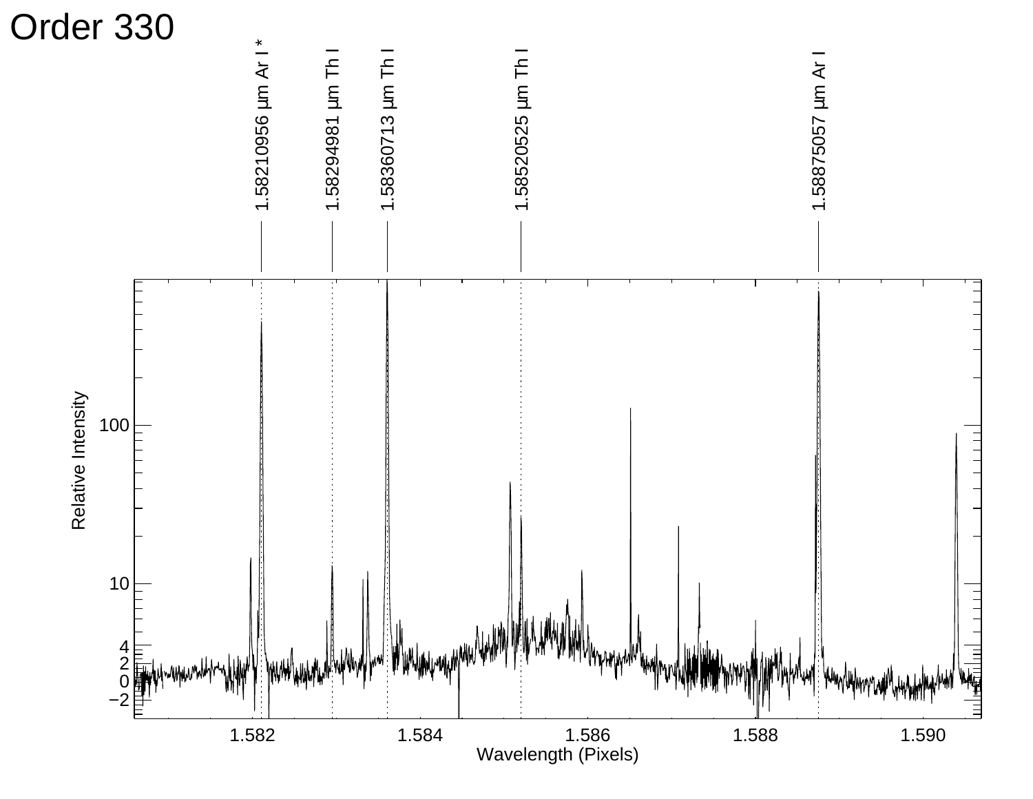# Order 330

1.58210956 µm Ar I *

1.58294981 µm Th I

1.58360713 µm Th I

1.58520525 µm Th I

1.58875057 µm Ar I

Relative Intensity

Wavelength (Pixels)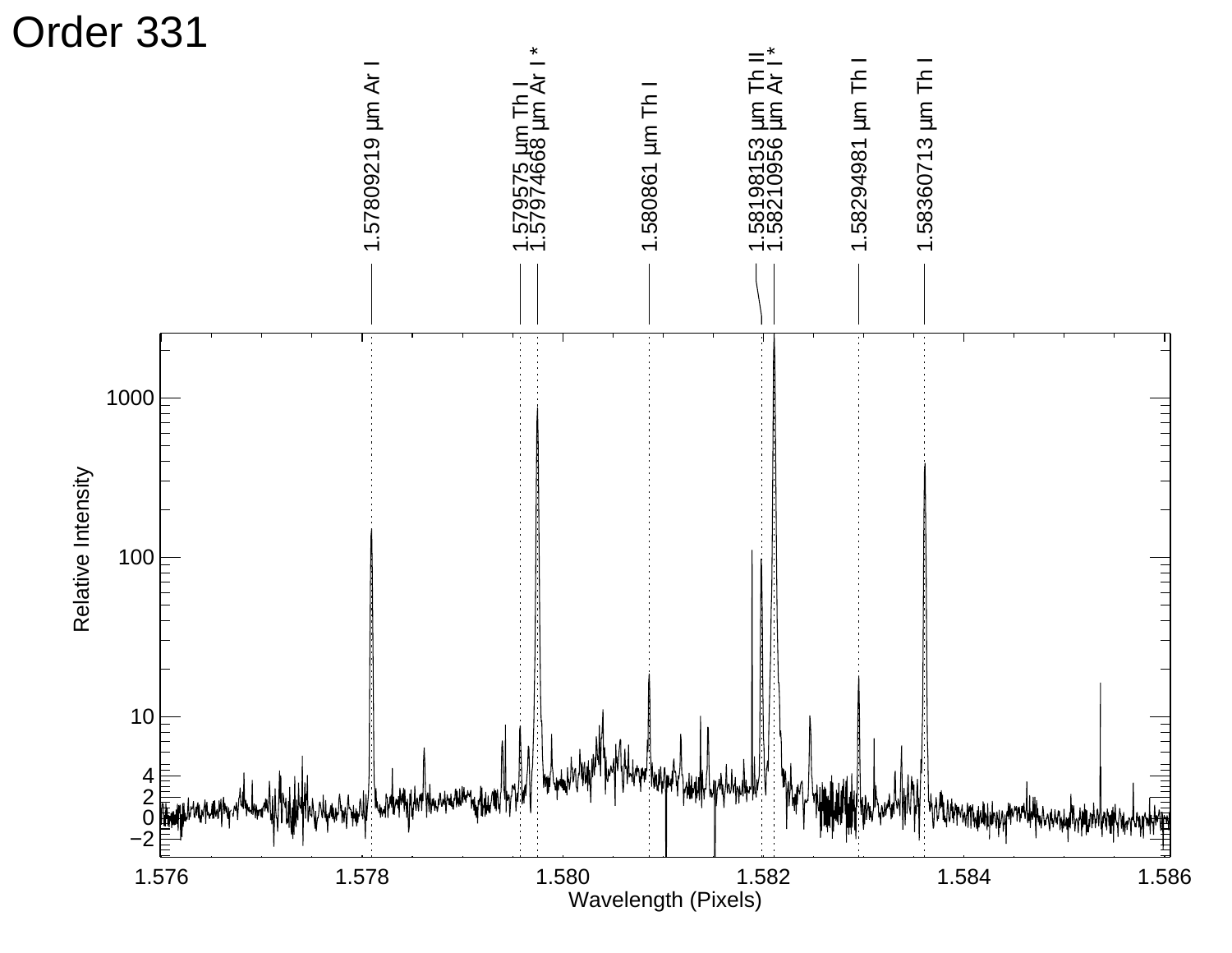# Order 331

1.57809219 µm Ar I

1.579575 µm Th I

1.57974668 µm Ar I *

1.580861 µm Th I

1.58198153 µm Th II

1.58210956 µm Ar I *

1.58294981 µm Th I

1.58360713 µm Th I

Relative Intensity

Wavelength (Pixels)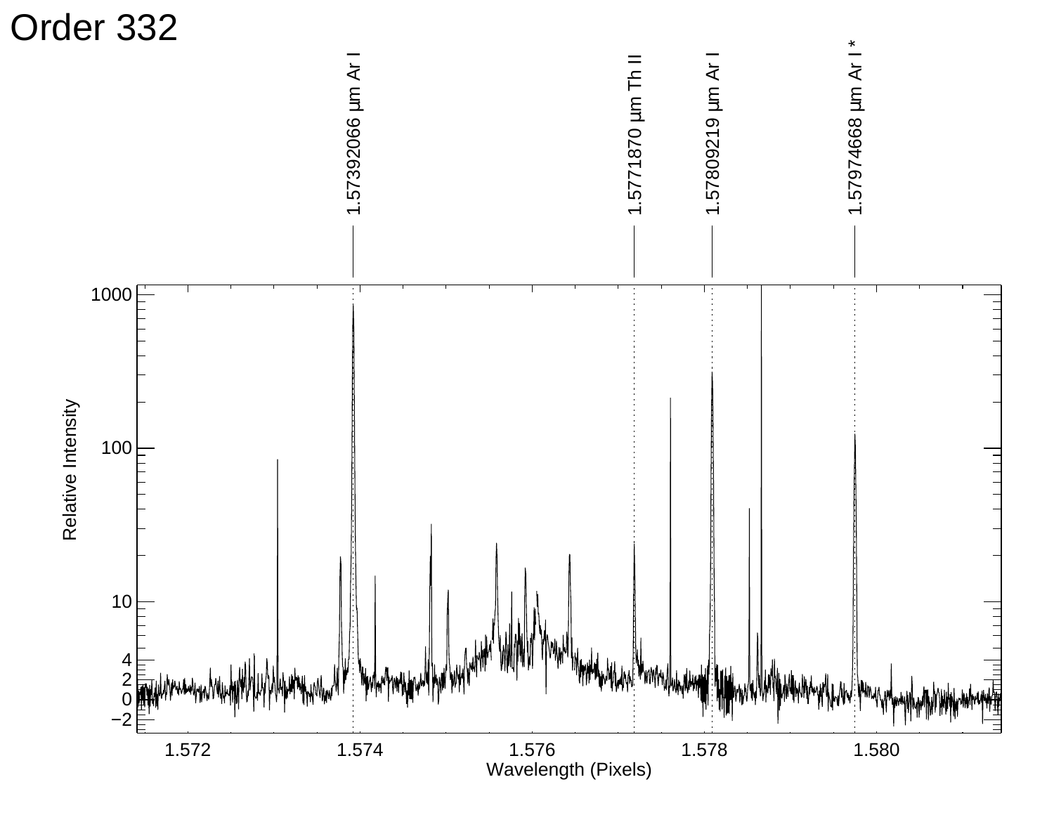# Order 332

1.57392066 μm Ar I

1.5771870 μm Th II

1.57809219 μm Ar I

1.57974668 μm Ar I *

Relative Intensity

Wavelength (Pixels)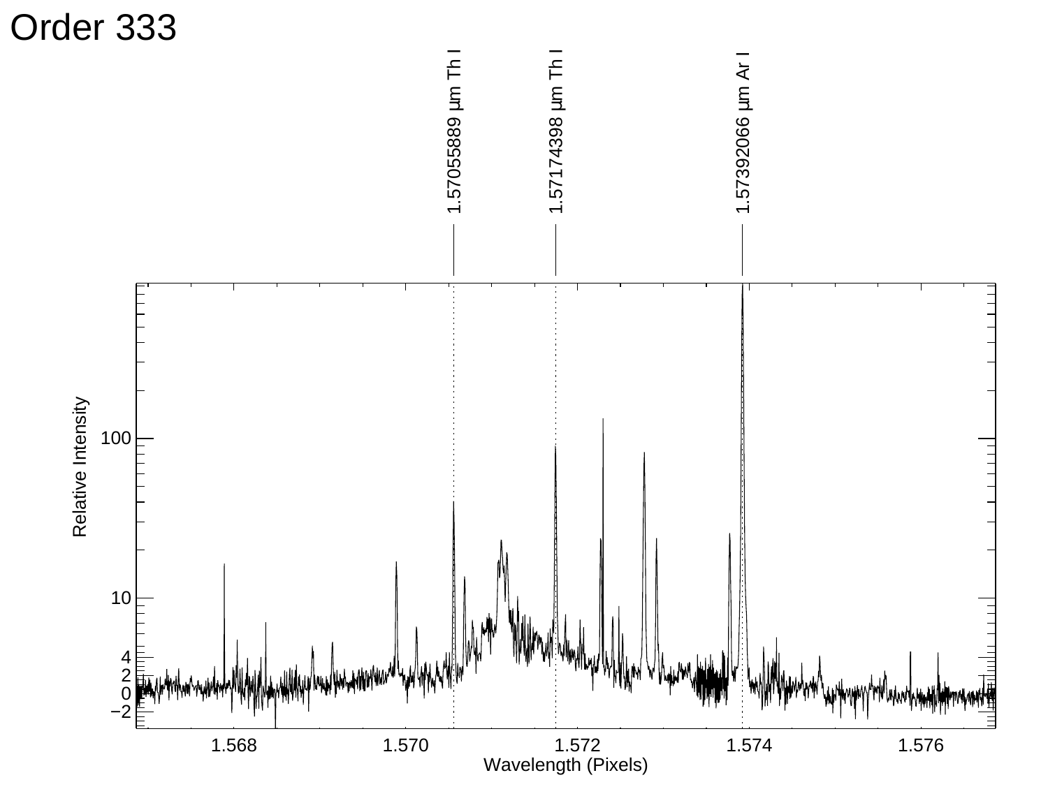# Order 333

1.57055889 μm Th I

1.57174398 μm Th I

1.57392066 μm Ar I

Relative Intensity

Wavelength (Pixels)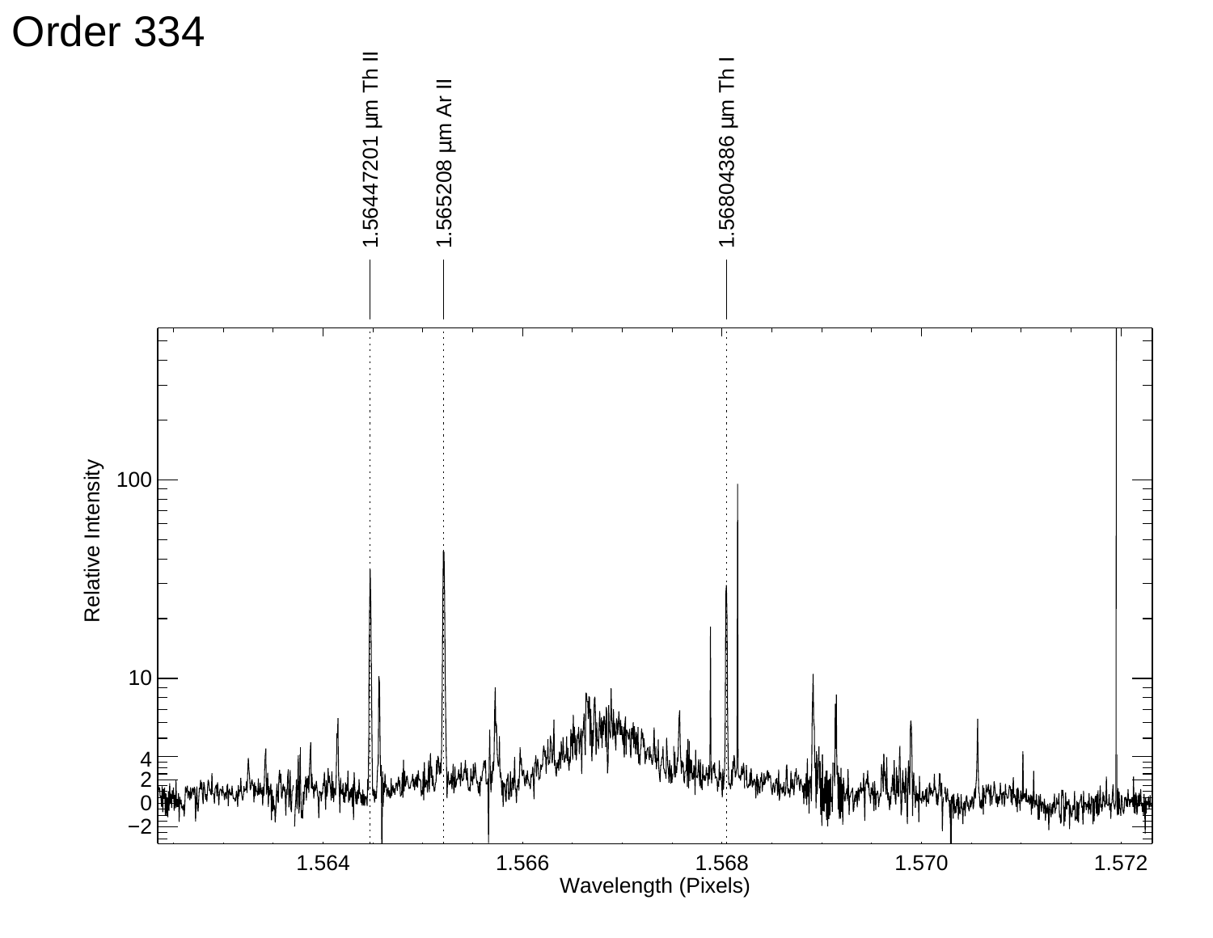# Order 334

1.56447201 μm Th II

1.565208 μm Ar II

1.56804386 μm Th I

Relative Intensity

Wavelength (Pixels)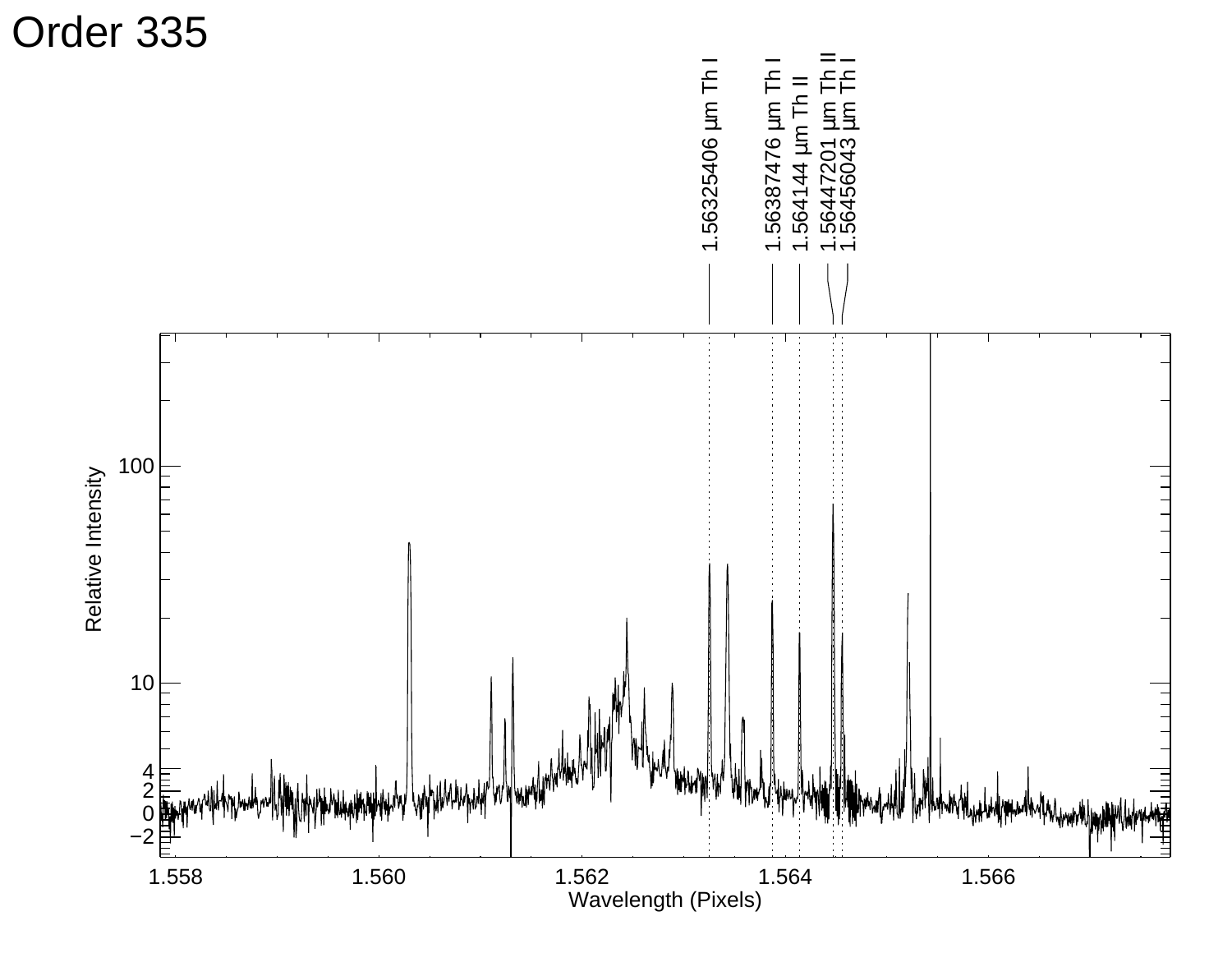# Order 335

1.56325406 μm Th I

1.56387476 μm Th I

1.564144 μm Th II

1.56447201 μm Th II

1.56456043 μm Th I

Relative Intensity

Wavelength (Pixels)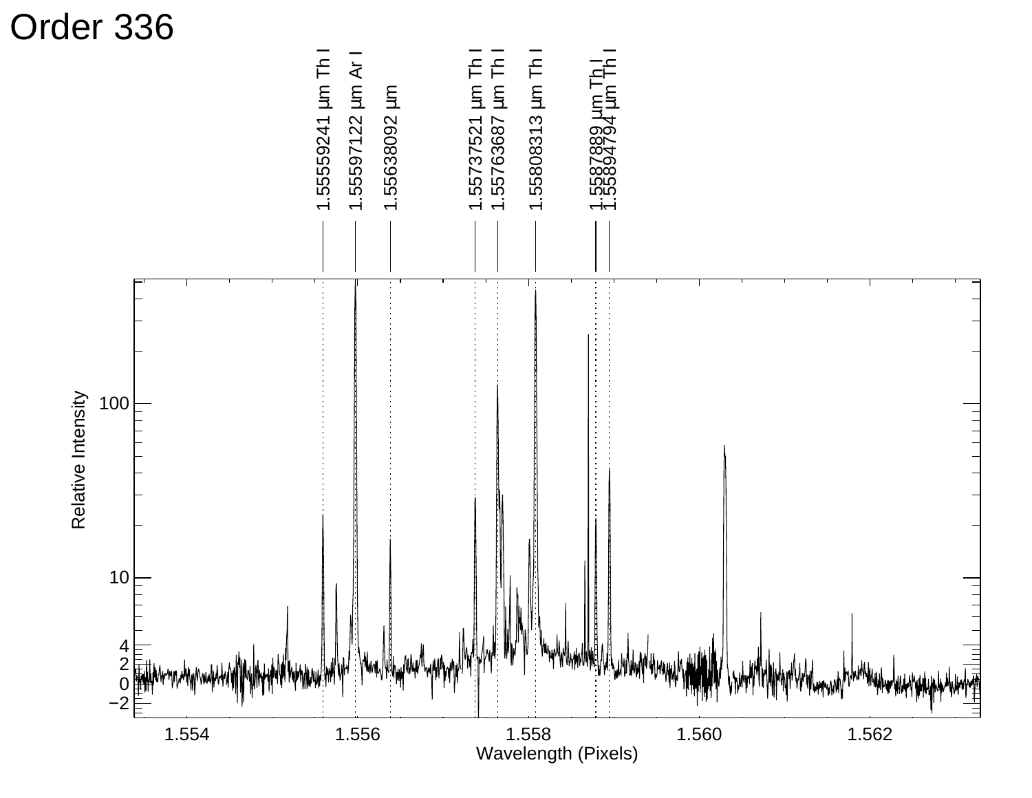# Order 336

1.55559241 μm Th I

1.55597122 μm Ar I

1.55638092 μm

1.55737521 μm Th I

1.55763687 μm Th I

1.55808313 μm Th I

1.5587889 μm Th I

1.55894794 μm Th I

Relative Intensity

Wavelength (Pixels)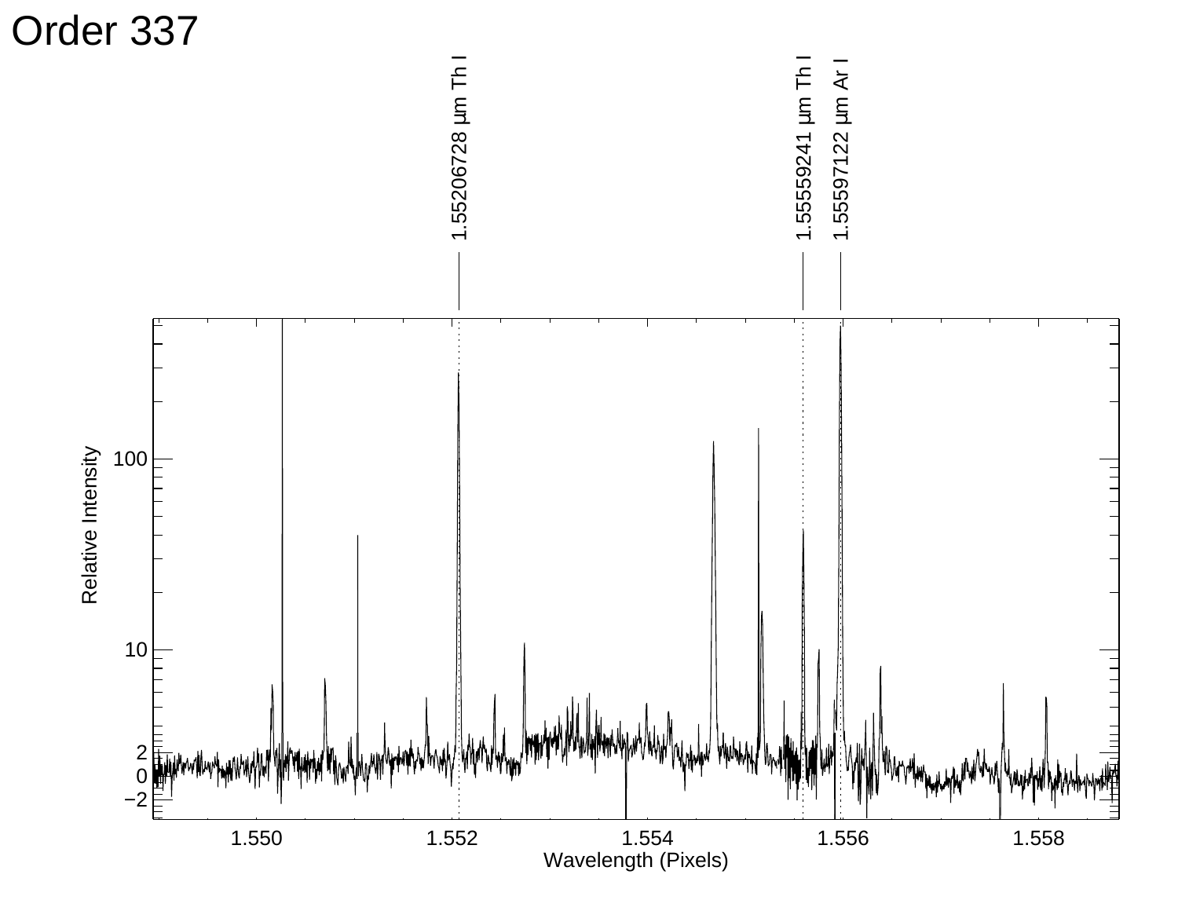# Order 337

1.55206728 µm Th I

1.55559241 µm Th I

1.55597122 µm Ar I

Relative Intensity

Wavelength (Pixels)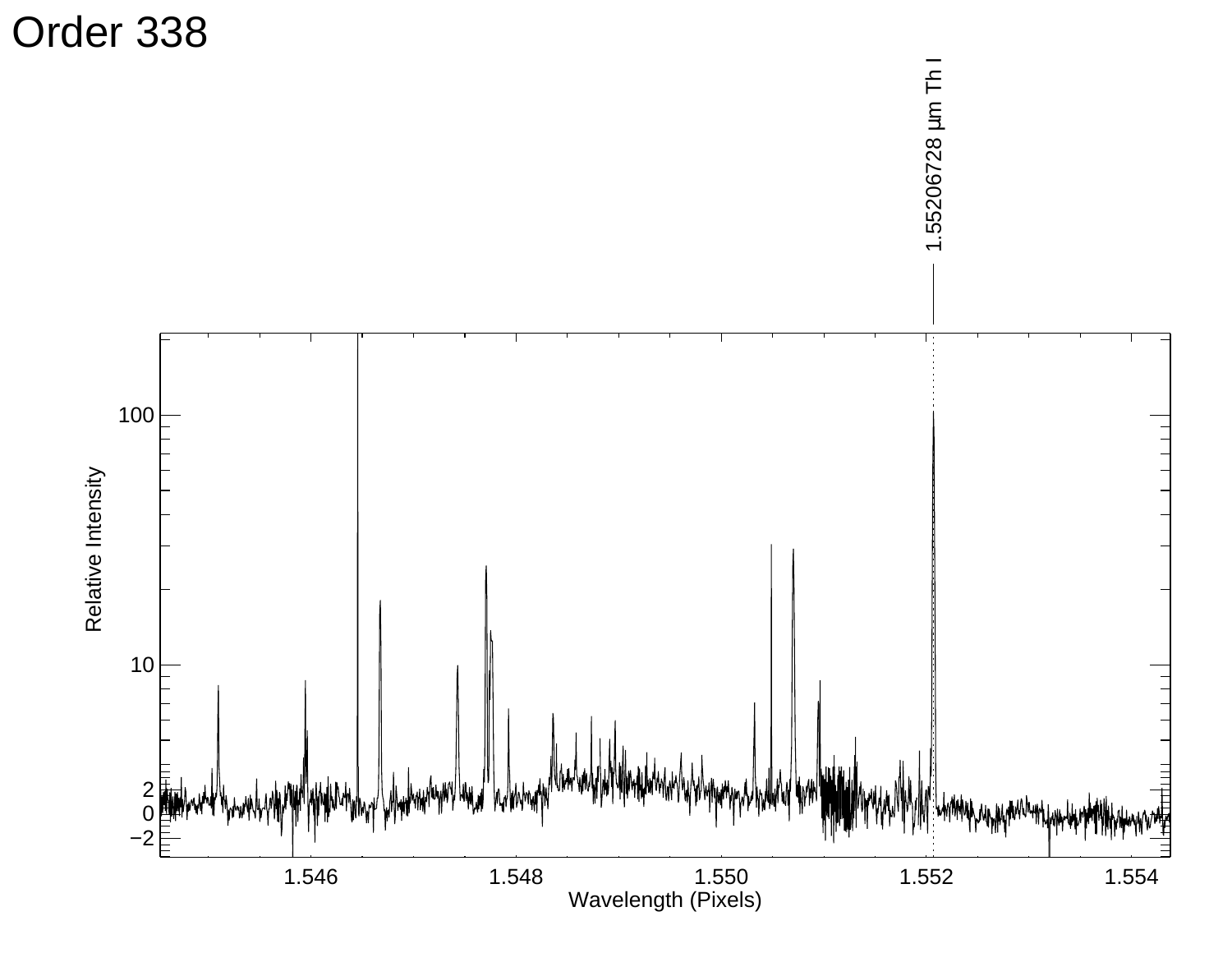# Order 338

1.55206728 μm Th I

Relative Intensity

Wavelength (Pixels)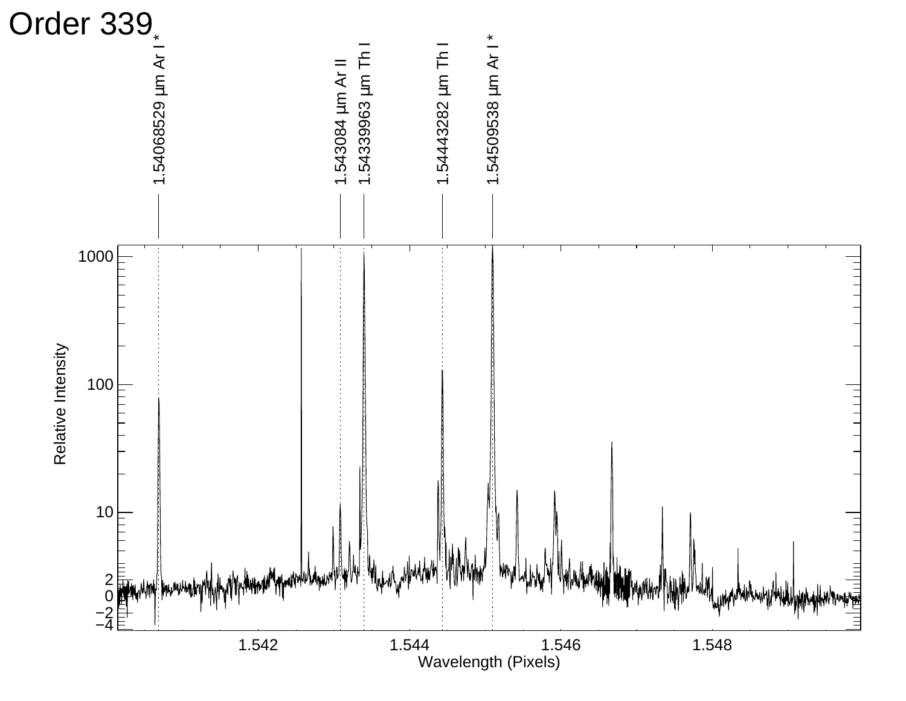# Order 339

1.54068529 µm Ar I *

1.543084 µm Ar II

1.54339963 µm Th I

1.54443282 µm Th I

1.54509538 µm Ar I *

Relative Intensity

Wavelength (Pixels)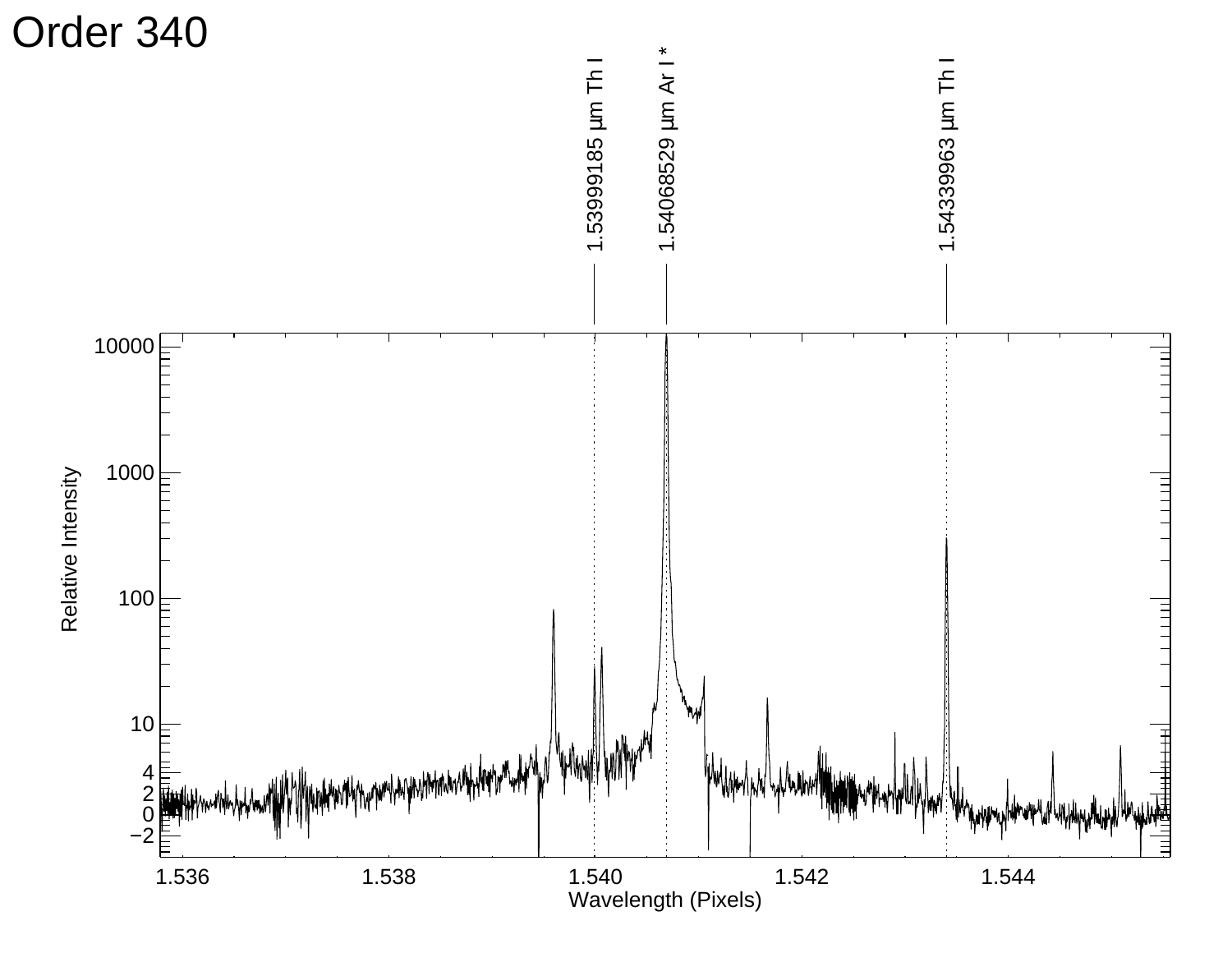# Order 340

1.53999185 μm Th I

1.54068529 μm Ar I *

1.54339963 μm Th I

Relative Intensity

Wavelength (Pixels)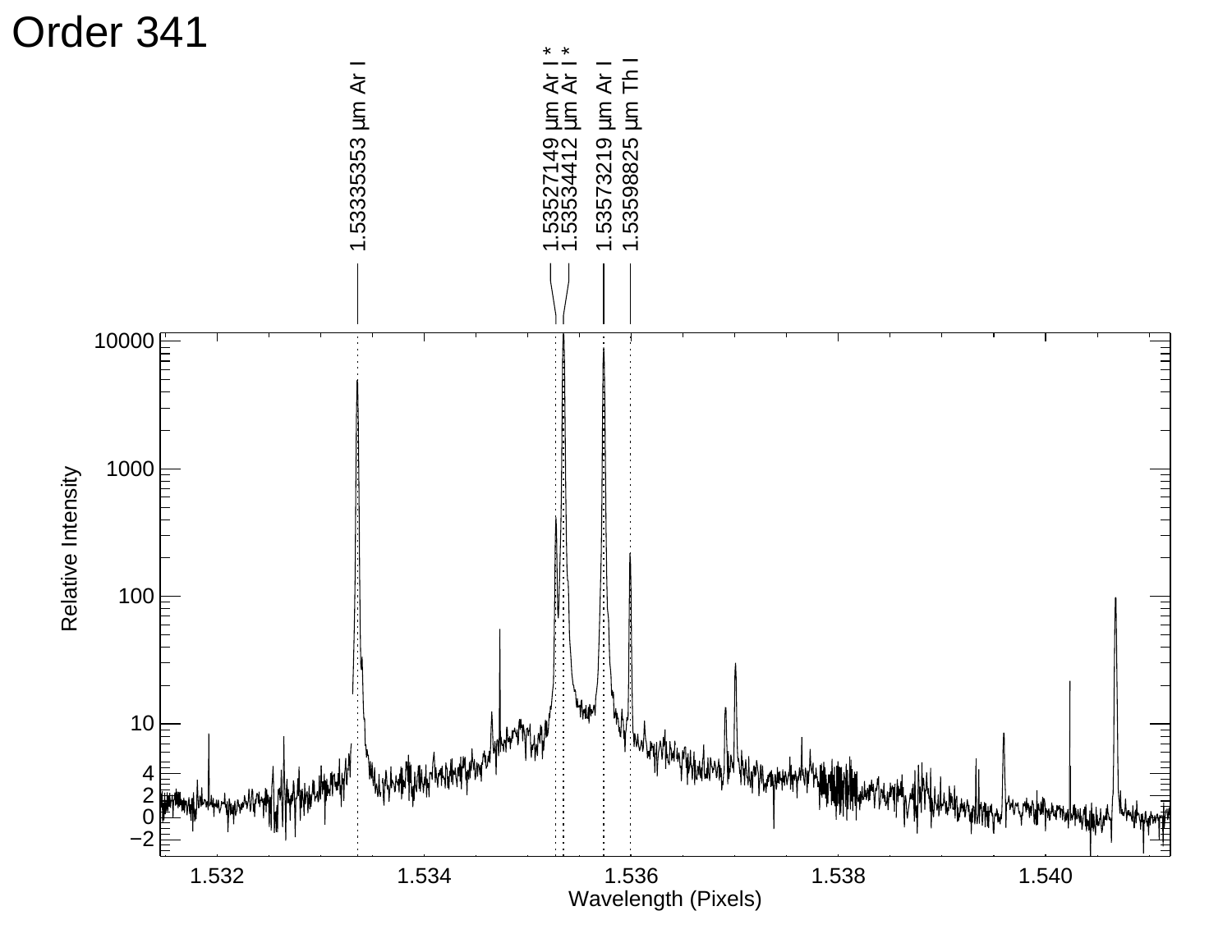# Order 341

1.53335353 μm Ar I

1.53527149 μm Ar I *

1.53534412 μm Ar I *

1.53573219 μm Ar I

1.53598825 μm Th I

Relative Intensity

Wavelength (Pixels)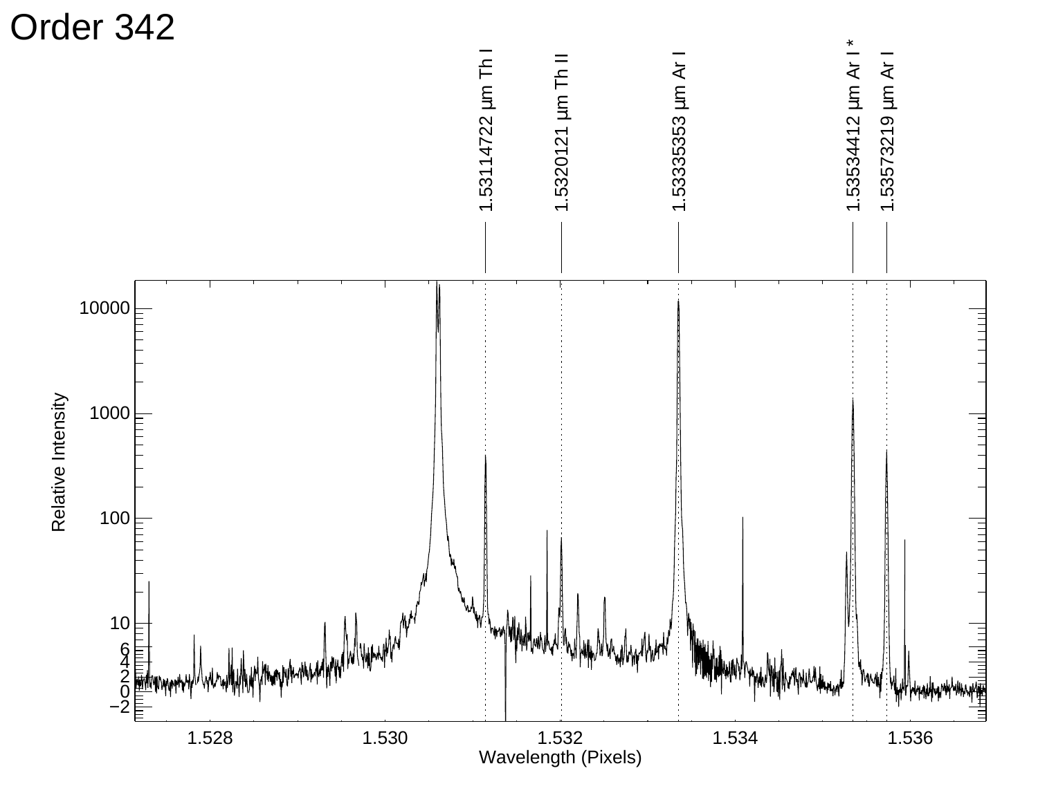# Order 342

1.53114722 μm Th I

1.5320121 μm Th II

1.53335353 μm Ar I

1.53534412 μm Ar I *

1.53573219 μm Ar I

Relative Intensity

10000

1000

100

10

6

4

2

0

−2

1.528

1.530

1.532

1.534

1.536

Wavelength (Pixels)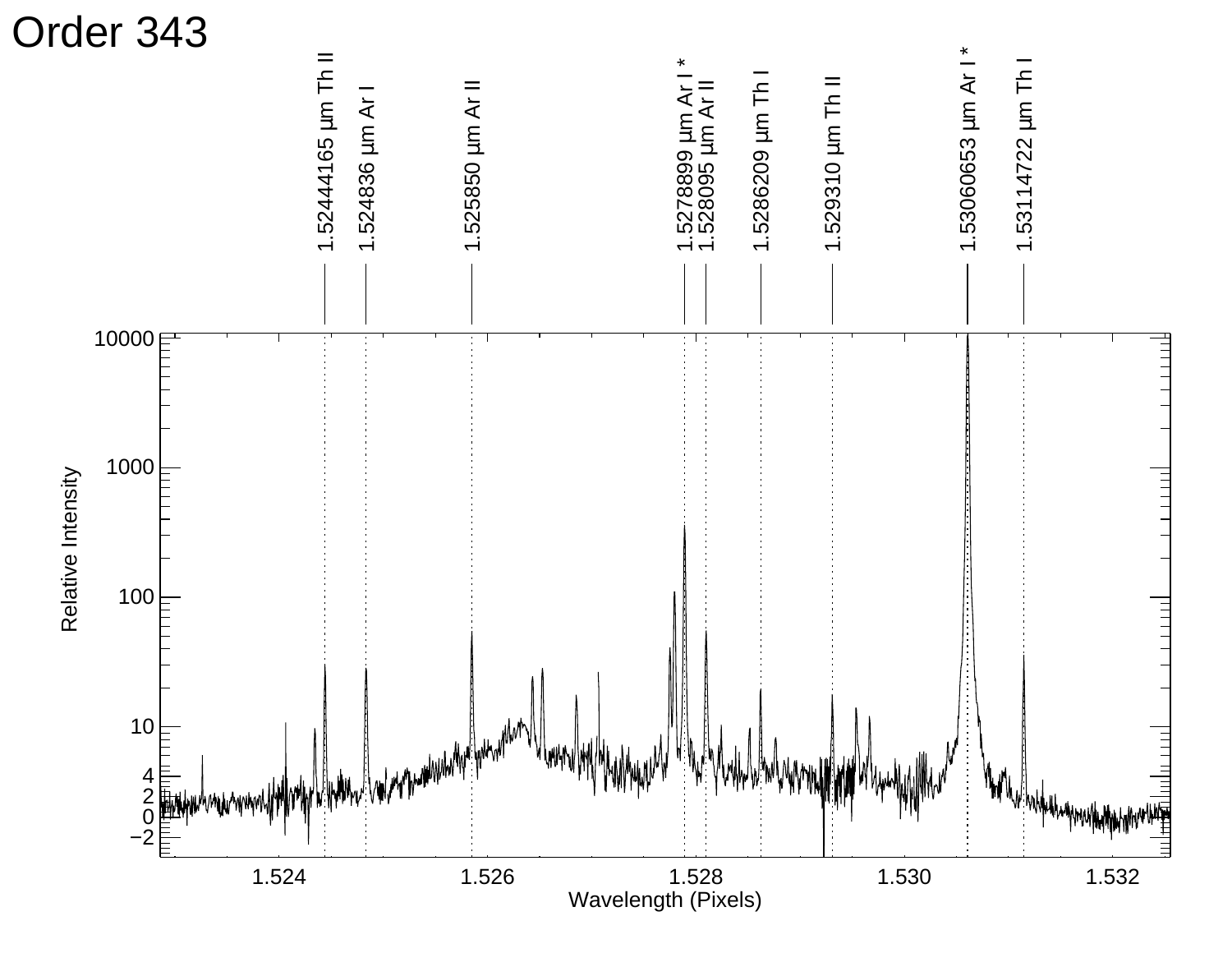# Order 343

1.52444165 μm Th II

1.524836 μm Ar I

1.525850 μm Ar II

1.5278899 μm Ar I *

1.528095 μm Ar II

1.5286209 μm Th I

1.529310 μm Th II

1.53060653 μm Ar I *

1.53114722 μm Th I

Relative Intensity

Wavelength (Pixels)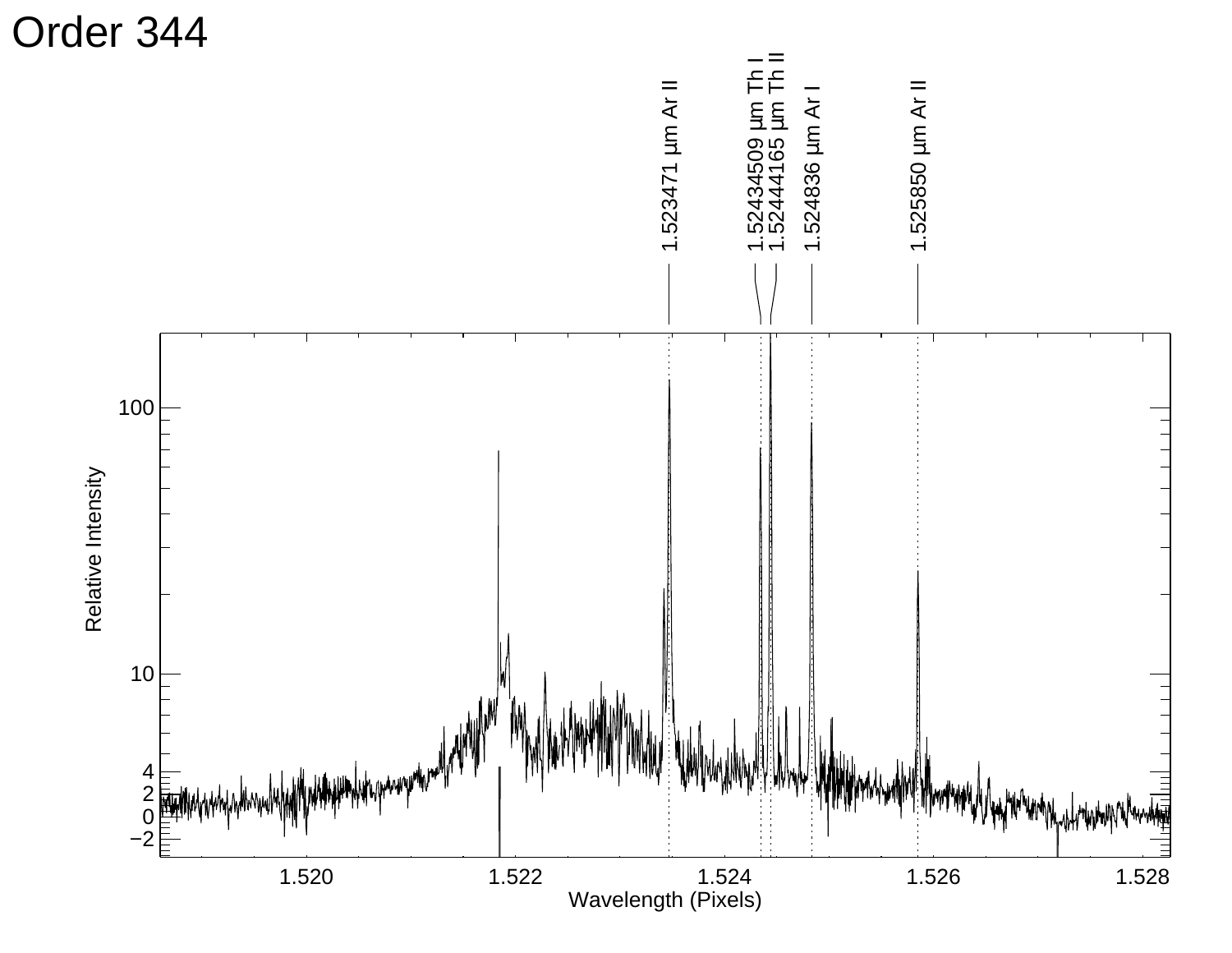# Order 344

1.523471 μm Ar II

1.52434509 μm Th I

1.52444165 μm Th II

1.524836 μm Ar I

1.525850 μm Ar II

Relative Intensity

100

10

4

2

0

−2

1.520 1.522 1.524 1.526 1.528

Wavelength (Pixels)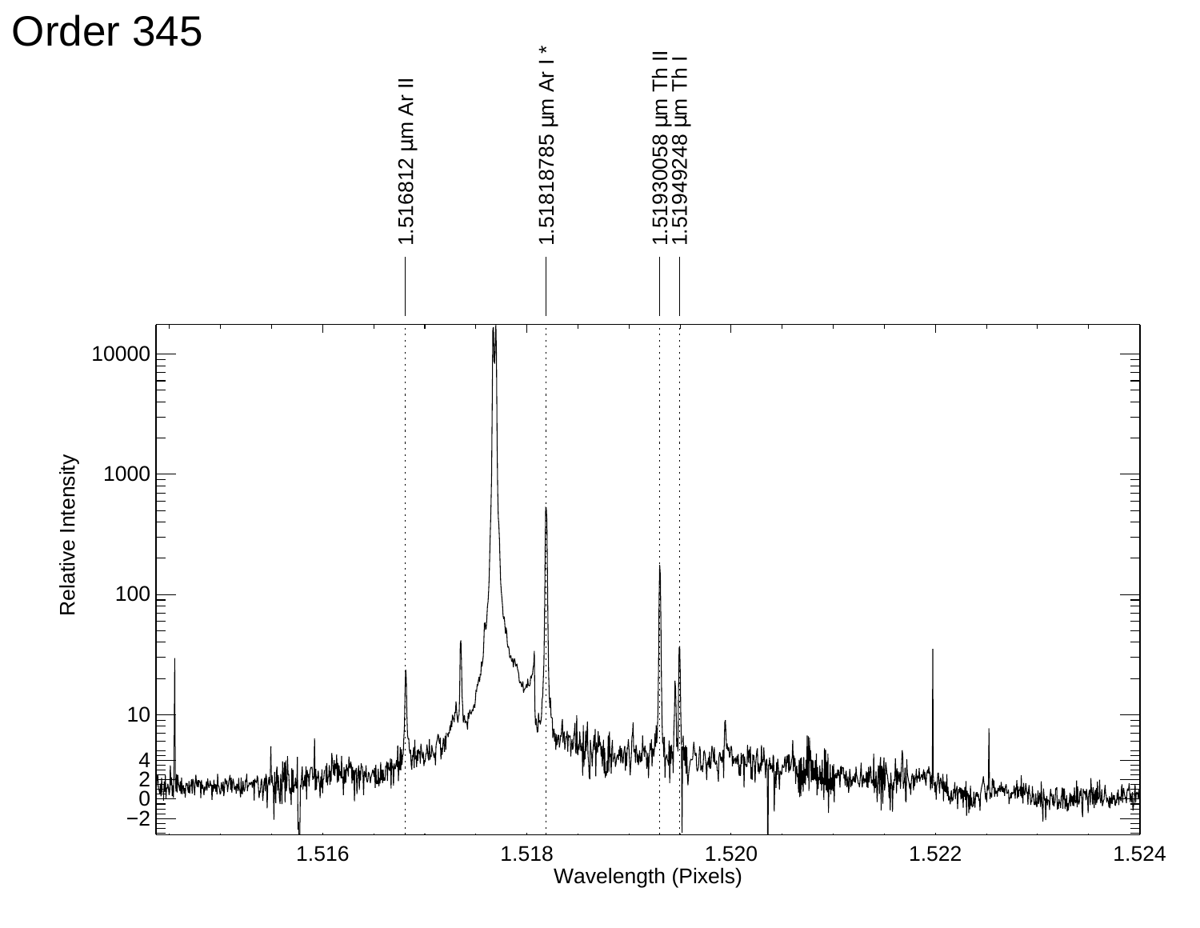# Order 345

1.516812 µm Ar II

1.51818785 µm Ar I *

1.51930058 µm Th II

1.51949248 µm Th I

Relative Intensity

Wavelength (Pixels)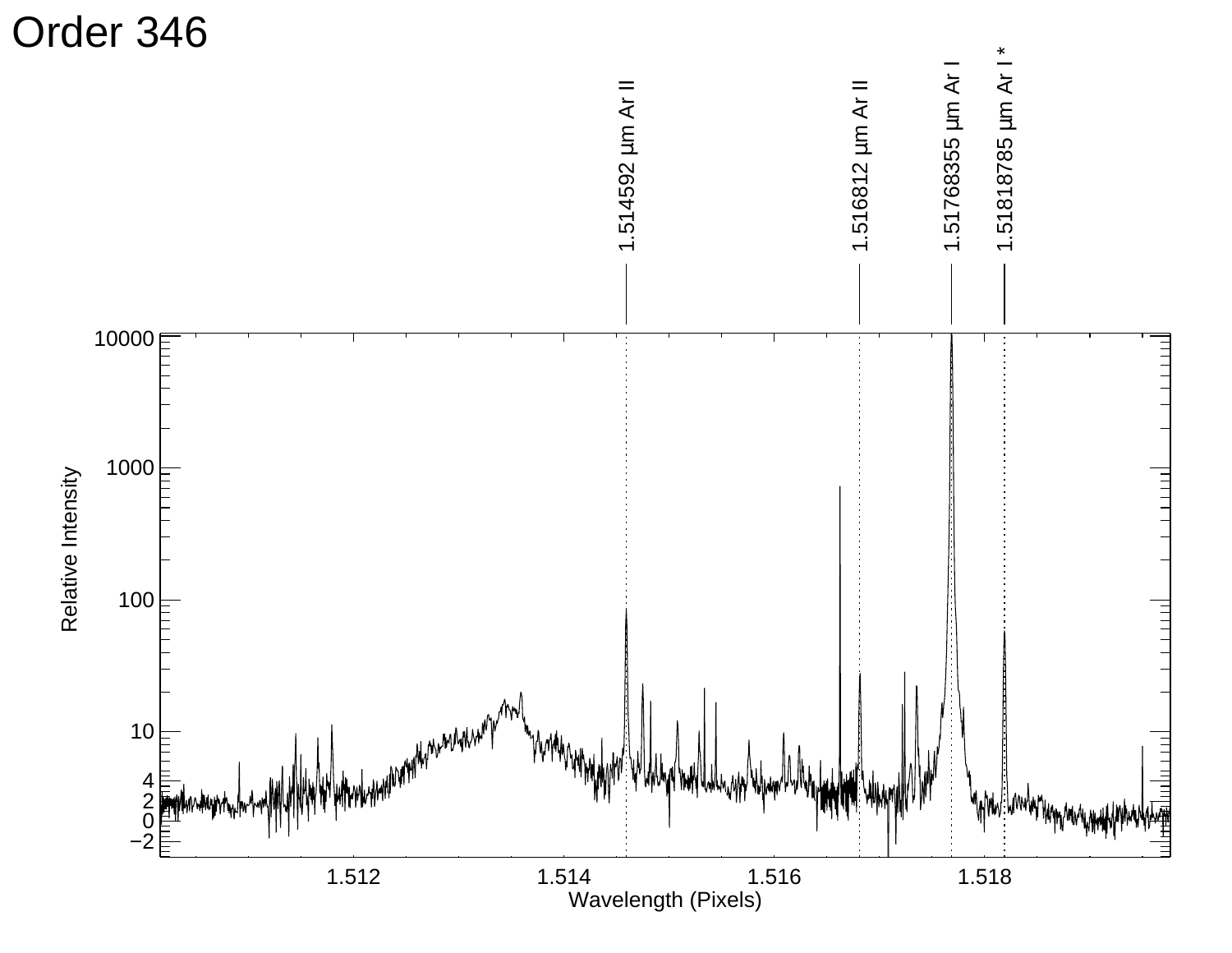# Order 346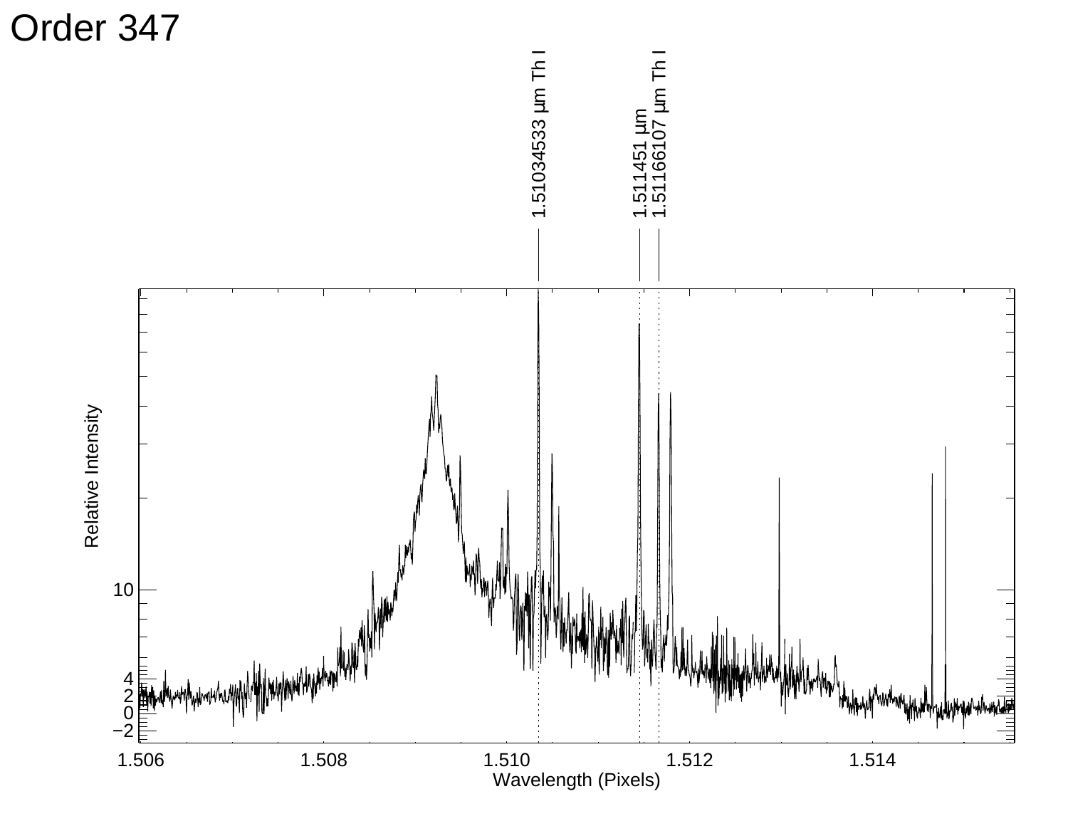# Order 347

1.51034533 μm Th I

1.511451 μm

1.51166107 μm Th I

Relative Intensity

10

4
2
0
−2

1.506 1.508 1.510 1.512 1.514

Wavelength (Pixels)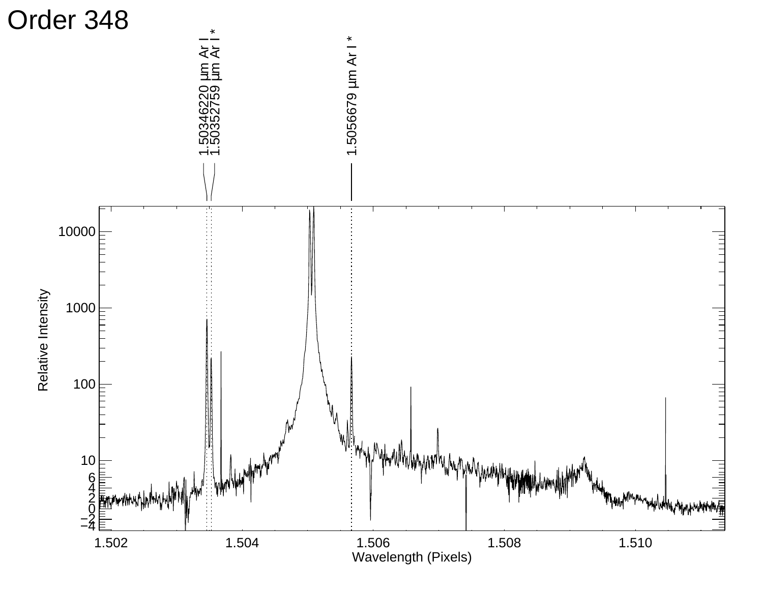# Order 348

1.50346220 μm Ar I
1.50352759 μm Ar I *
1.5056679 μm Ar I *

Relative Intensity

Wavelength (Pixels)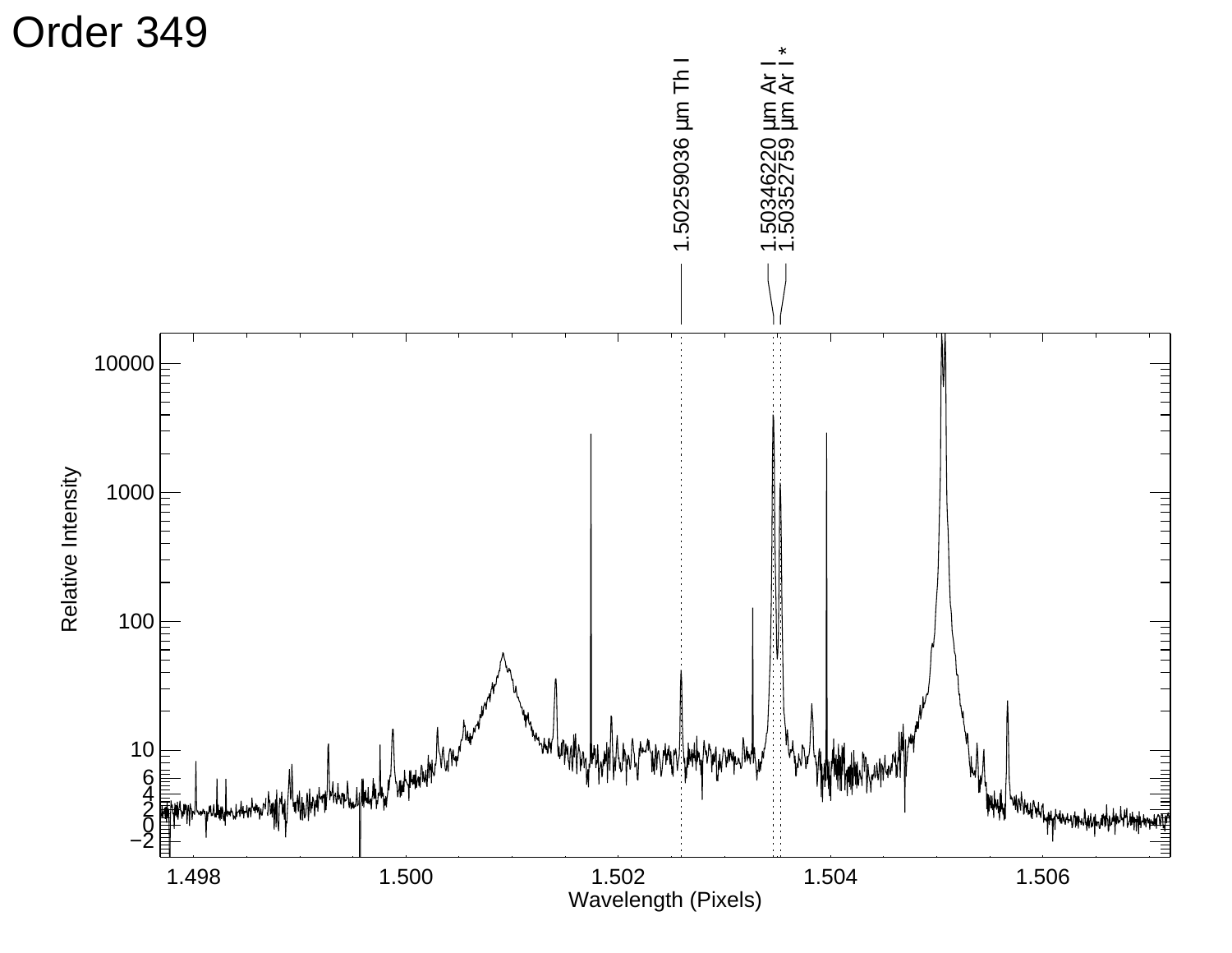# Order 349

1.50259036 µm Th I

1.50346220 µm Ar I

1.50352759 µm Ar I *

Relative Intensity

Wavelength (Pixels)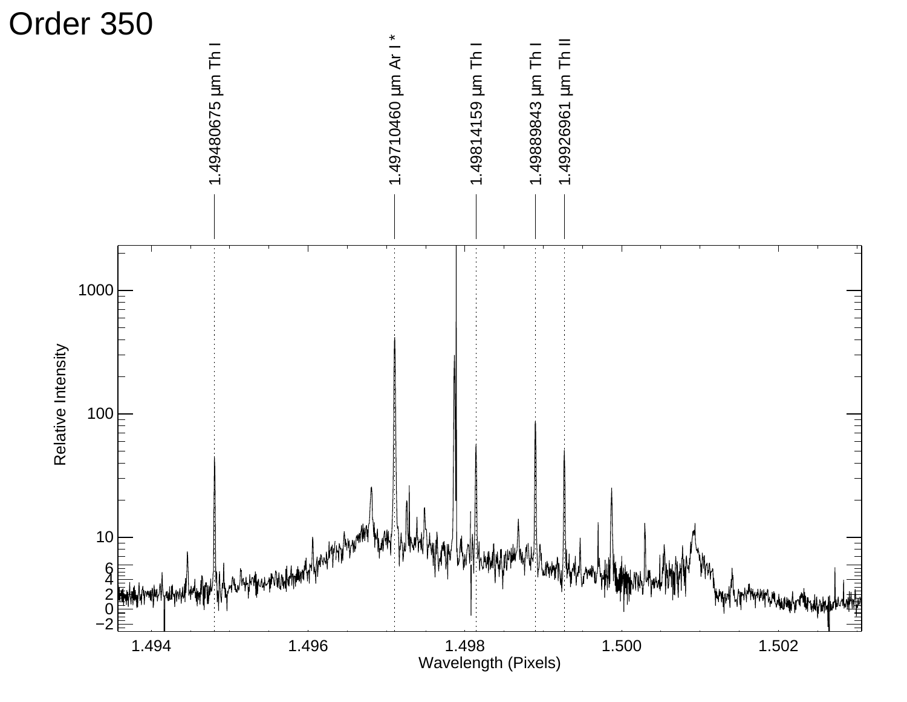# Order 350

1.49480675 µm Th I

1.49710460 µm Ar I *

1.49814159 µm Th I

1.49889843 µm Th I

1.49926961 µm Th II

Relative Intensity

Wavelength (Pixels)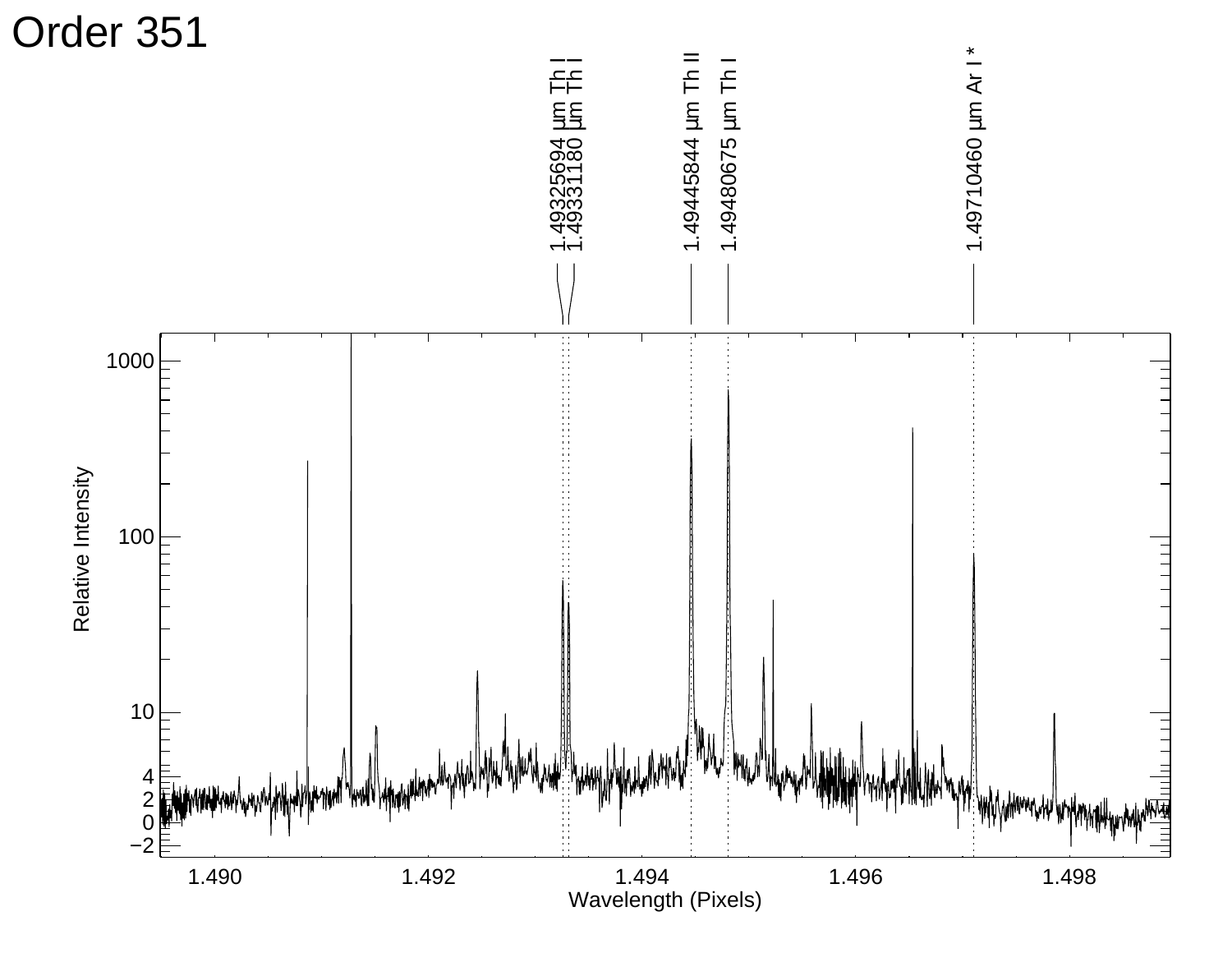# Order 351

1.49325694 μm Th I
1.49331180 μm Th I
1.49445844 μm Th II
1.49480675 μm Th I
1.49710460 μm Ar I *

Relative Intensity

Wavelength (Pixels)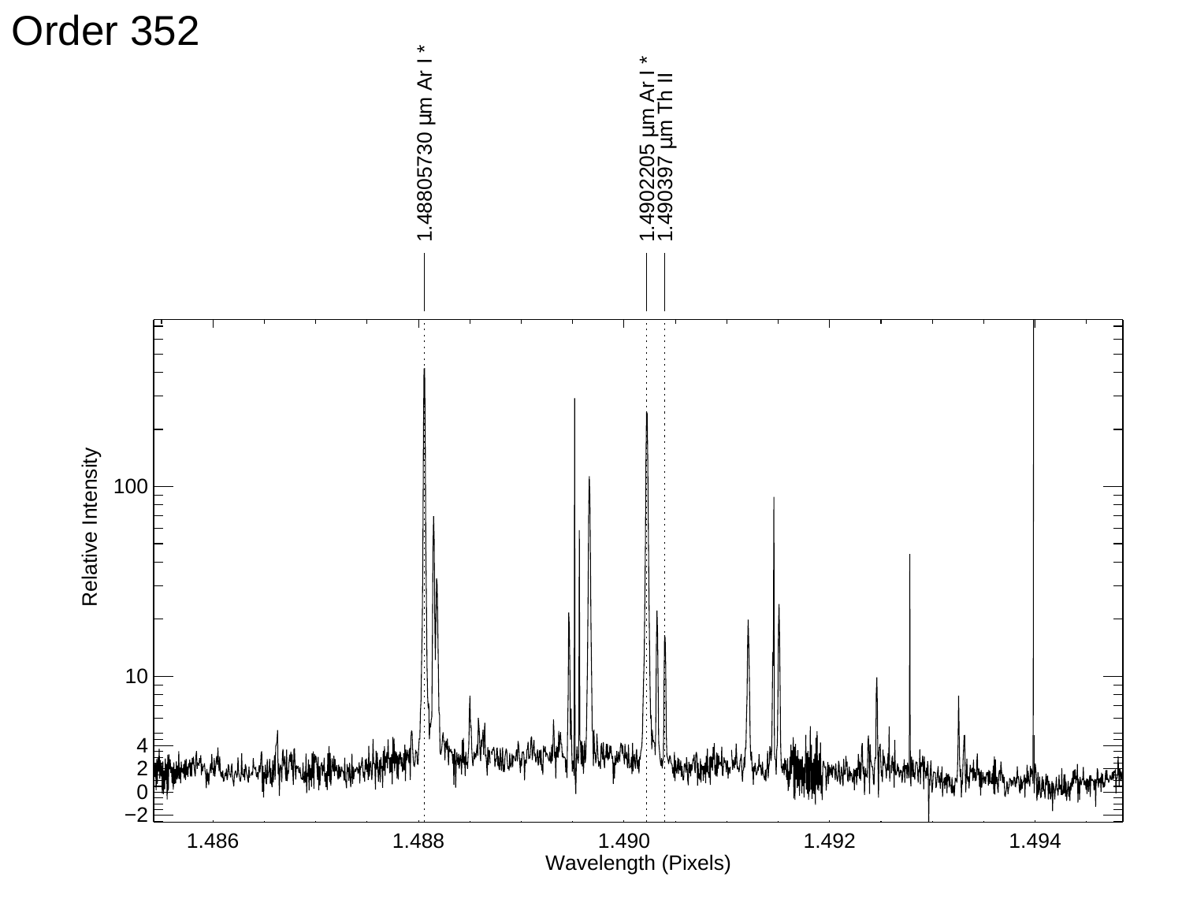# Order 352

1.48805730 μm Ar I *

1.4902205 μm Ar I *

1.490397 μm Th II

Relative Intensity

Wavelength (Pixels)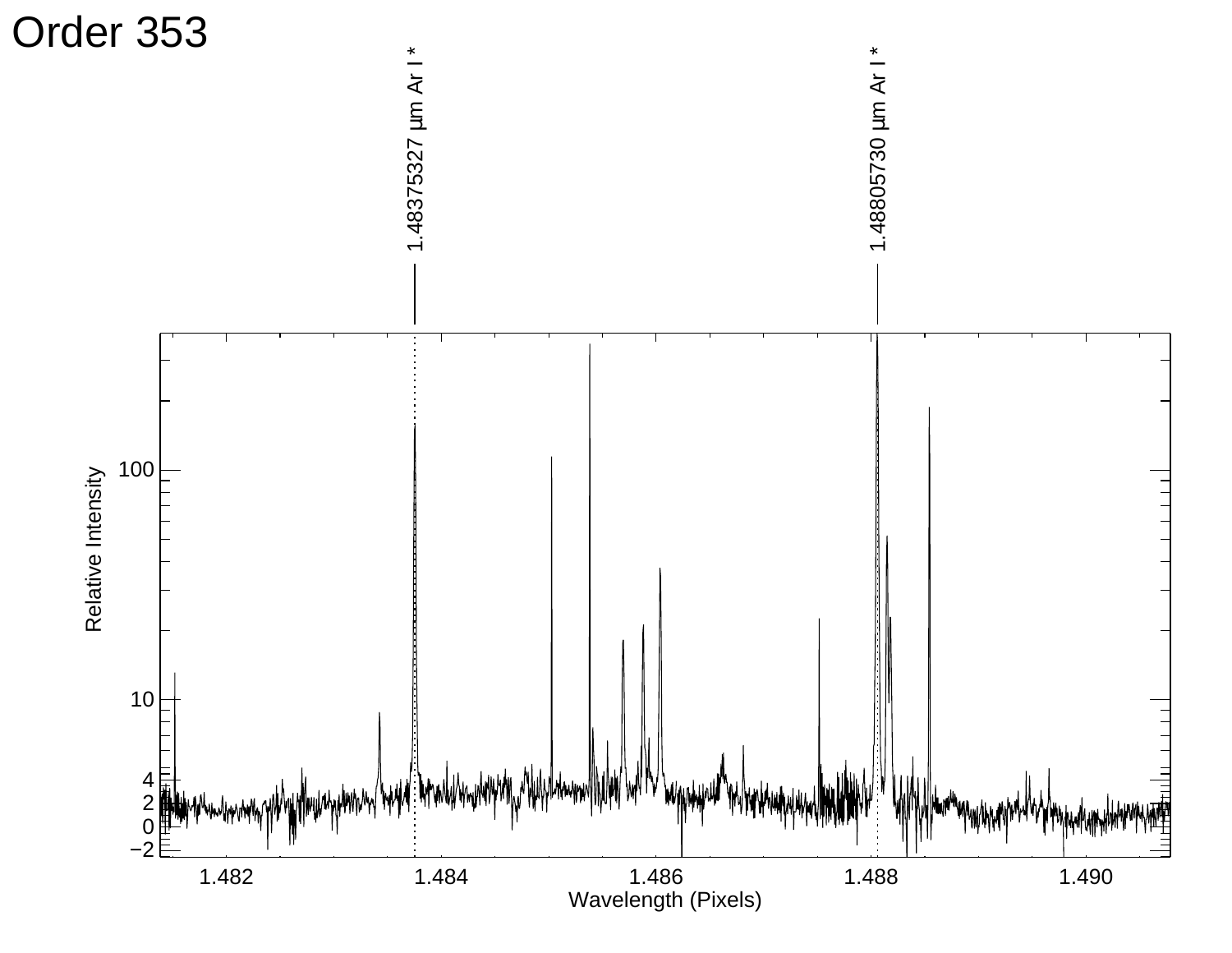# Order 353

1.48375327 μm Ar I *

1.48805730 μm Ar I *

Relative Intensity

Wavelength (Pixels)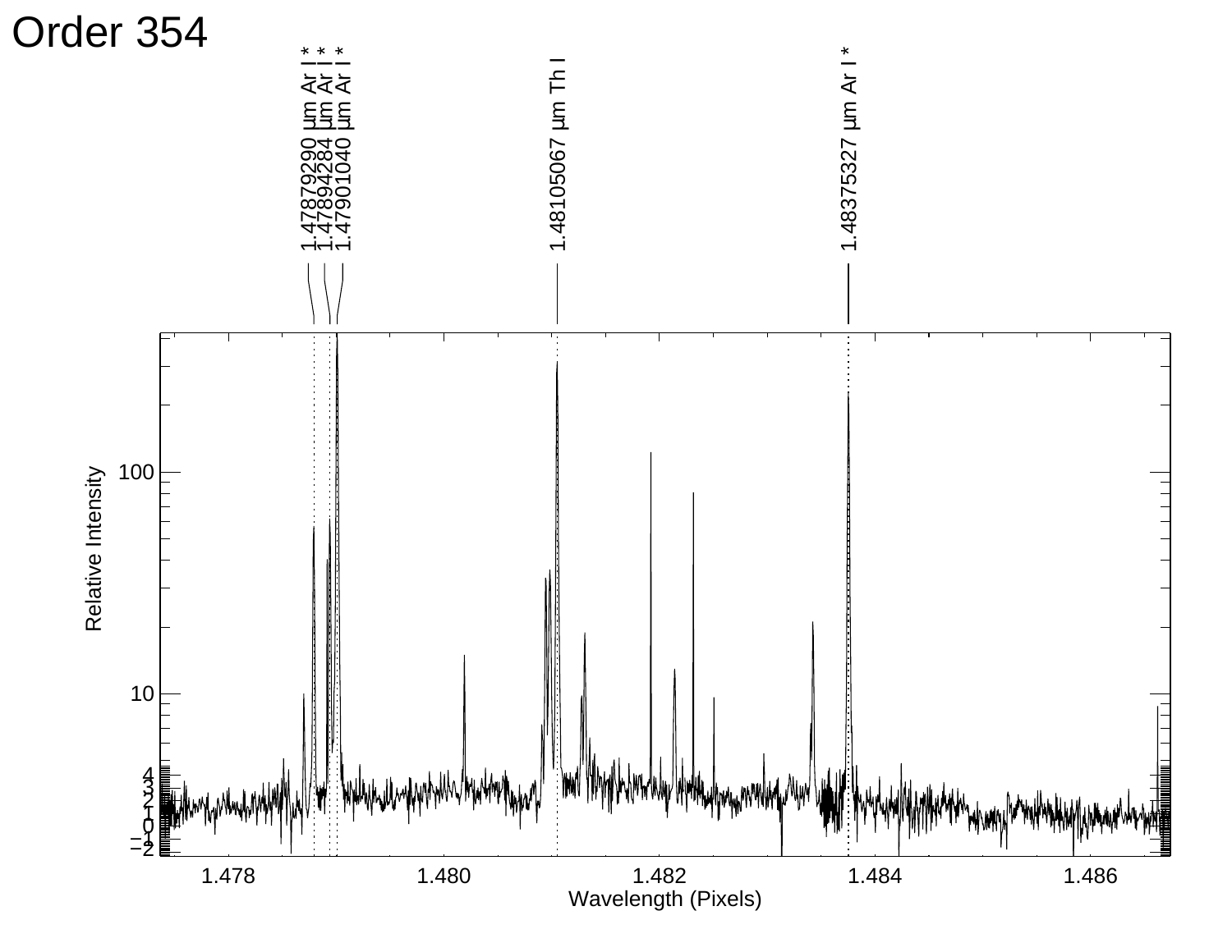# Order 354

1.47879290 μm Ar I *
1.47894284 μm Ar I *
1.47901040 μm Ar I *
1.48105067 μm Th I
1.48375327 μm Ar I *

Relative Intensity

Wavelength (Pixels)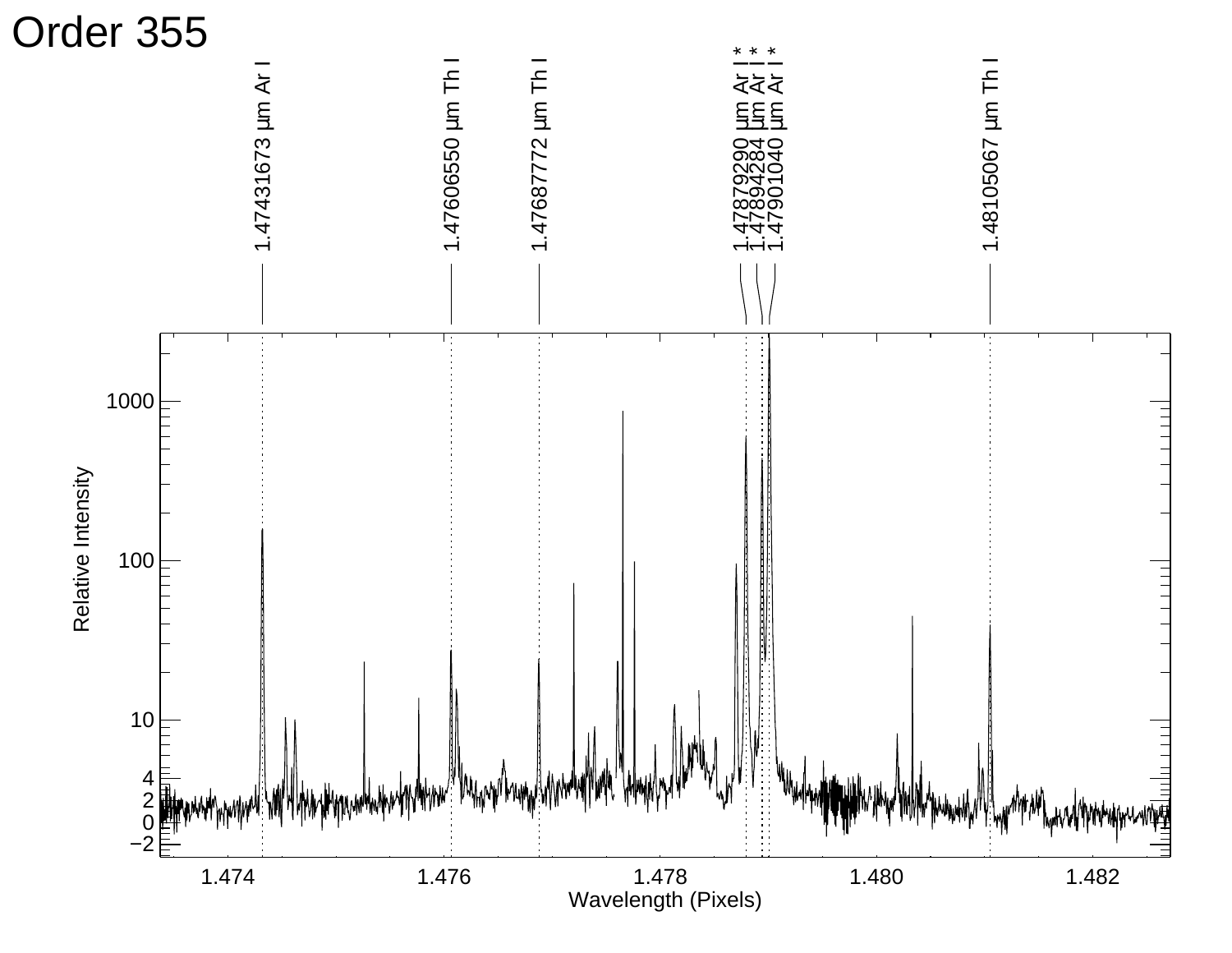# Order 355

1.47431673 µm Ar I

1.47606550 µm Th I

1.47687772 µm Th I

1.47879290 µm Ar I *

1.47894284 µm Ar I *

1.47901040 µm Ar I *

1.48105067 µm Th I

Relative Intensity

1000

100

10

4

2

0

−2

1.474

1.476

1.478

1.480

1.482

Wavelength (Pixels)